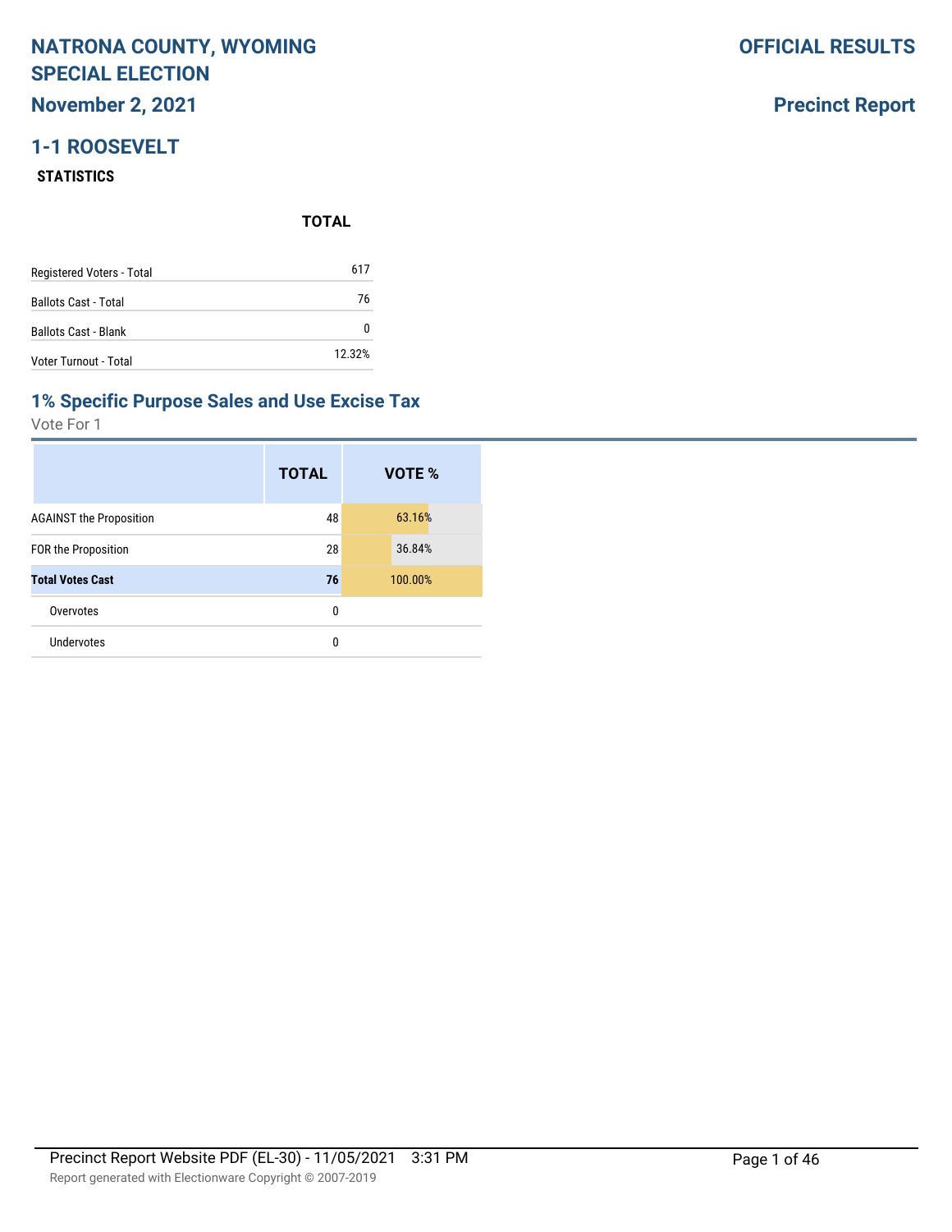# NATRONA COUNTY, WYOMING SPECIAL ELECTION

**OFFICIAL RESULTS**

## November 2, 2021

**Precinct Report**

## 1-1 ROOSEVELT

### STATISTICS

| | TOTAL |
|---|---|
| Registered Voters - Total | 617 |
| Ballots Cast - Total | 76 |
| Ballots Cast - Blank | 0 |
| Voter Turnout - Total | 12.32% |

## 1% Specific Purpose Sales and Use Excise Tax

Vote For 1

| | TOTAL | VOTE % |
|---|---|---|
| AGAINST the Proposition | 48 | 63.16% |
| FOR the Proposition | 28 | 36.84% |
| **Total Votes Cast** | **76** | 100.00% |
| Overvotes | 0 | |
| Undervotes | 0 | |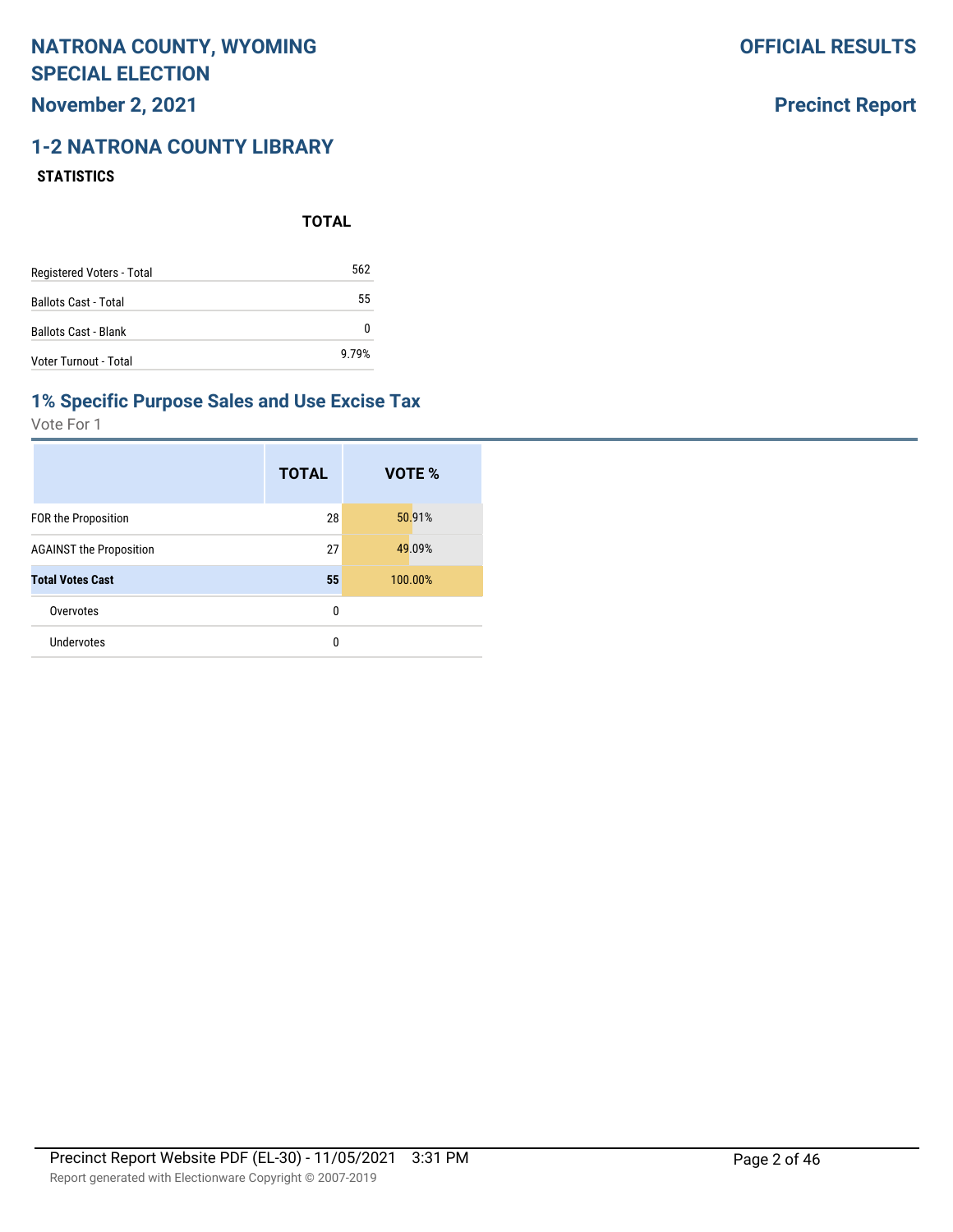# NATRONA COUNTY, WYOMING SPECIAL ELECTION

**November 2, 2021**

**OFFICIAL RESULTS**

**Precinct Report**

## 1-2 NATRONA COUNTY LIBRARY

### STATISTICS

| | TOTAL |
|---|---|
| Registered Voters - Total | 562 |
| Ballots Cast - Total | 55 |
| Ballots Cast - Blank | 0 |
| Voter Turnout - Total | 9.79% |

## 1% Specific Purpose Sales and Use Excise Tax

Vote For 1

| | TOTAL | VOTE % |
|---|---|---|
| FOR the Proposition | 28 | 50.91% |
| AGAINST the Proposition | 27 | 49.09% |
| **Total Votes Cast** | **55** | 100.00% |
| Overvotes | 0 | |
| Undervotes | 0 | |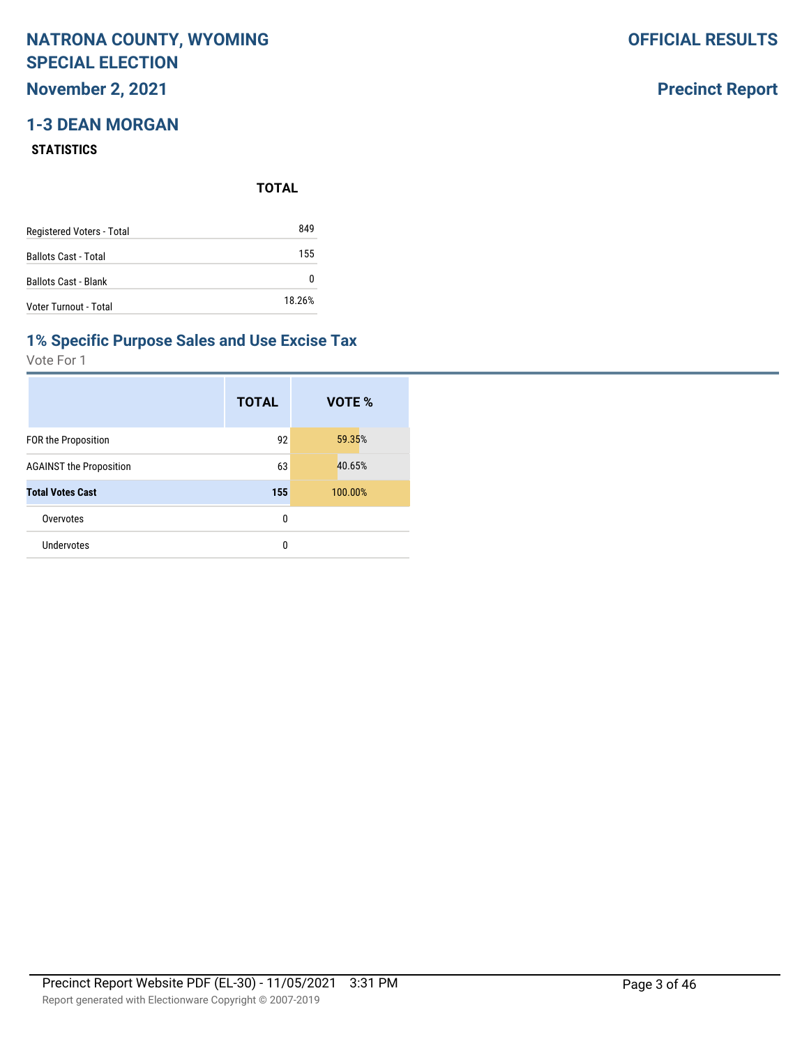# NATRONA COUNTY, WYOMING SPECIAL ELECTION

**November 2, 2021**

**OFFICIAL RESULTS**

**Precinct Report**

## 1-3 DEAN MORGAN

### STATISTICS

| | TOTAL |
|---|---|
| Registered Voters - Total | 849 |
| Ballots Cast - Total | 155 |
| Ballots Cast - Blank | 0 |
| Voter Turnout - Total | 18.26% |

## 1% Specific Purpose Sales and Use Excise Tax

Vote For 1

| | TOTAL | VOTE % |
|---|---|---|
| FOR the Proposition | 92 | 59.35% |
| AGAINST the Proposition | 63 | 40.65% |
| **Total Votes Cast** | **155** | 100.00% |
| Overvotes | 0 | |
| Undervotes | 0 | |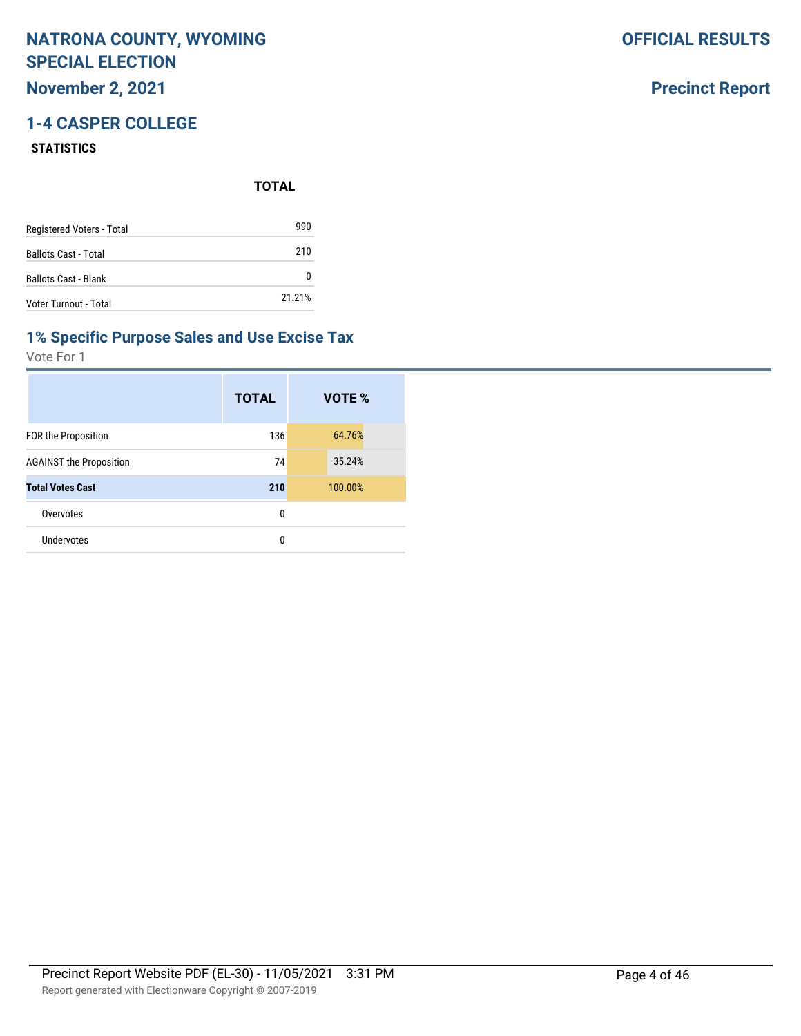# NATRONA COUNTY, WYOMING SPECIAL ELECTION

**OFFICIAL RESULTS**

## November 2, 2021

**Precinct Report**

## 1-4 CASPER COLLEGE

### STATISTICS

| | TOTAL |
|---|---|
| Registered Voters - Total | 990 |
| Ballots Cast - Total | 210 |
| Ballots Cast - Blank | 0 |
| Voter Turnout - Total | 21.21% |

## 1% Specific Purpose Sales and Use Excise Tax

Vote For 1

| | TOTAL | VOTE % |
|---|---|---|
| FOR the Proposition | 136 | 64.76% |
| AGAINST the Proposition | 74 | 35.24% |
| **Total Votes Cast** | **210** | 100.00% |
| Overvotes | 0 | |
| Undervotes | 0 | |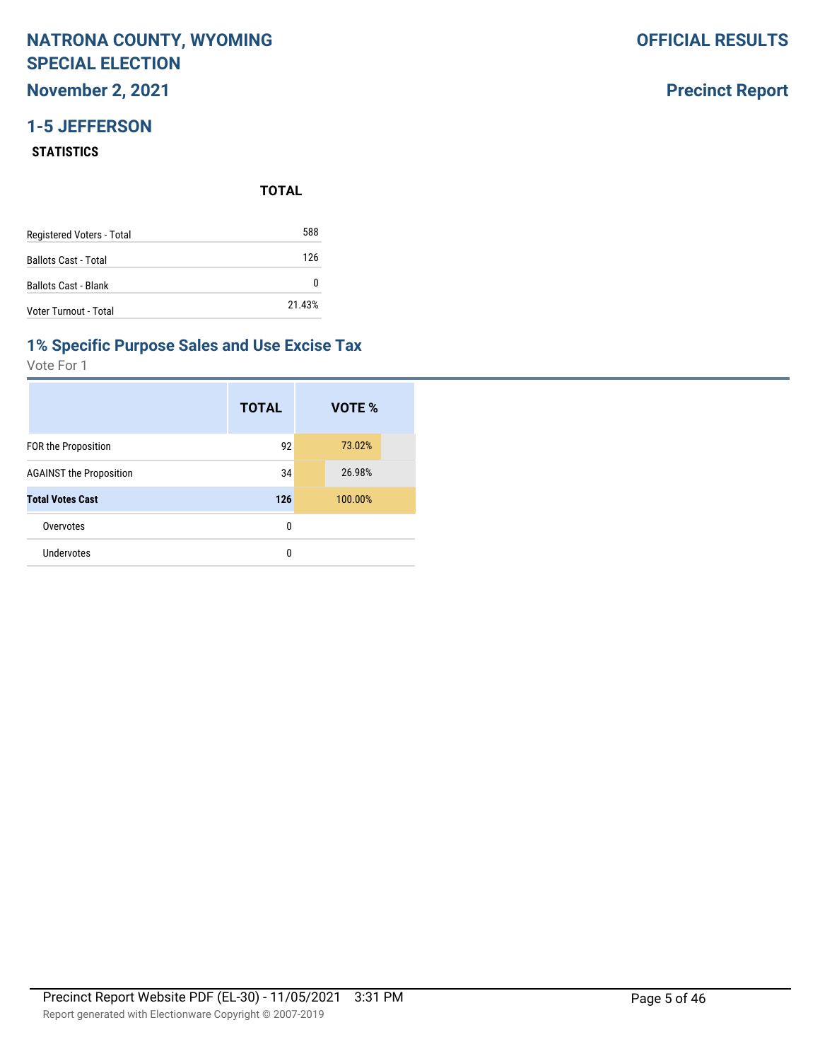# NATRONA COUNTY, WYOMING SPECIAL ELECTION

**November 2, 2021**

**OFFICIAL RESULTS**

**Precinct Report**

## 1-5 JEFFERSON

### STATISTICS

| | TOTAL |
|---|---|
| Registered Voters - Total | 588 |
| Ballots Cast - Total | 126 |
| Ballots Cast - Blank | 0 |
| Voter Turnout - Total | 21.43% |

## 1% Specific Purpose Sales and Use Excise Tax

Vote For 1

| | TOTAL | VOTE % |
|---|---|---|
| FOR the Proposition | 92 | 73.02% |
| AGAINST the Proposition | 34 | 26.98% |
| **Total Votes Cast** | **126** | 100.00% |
| Overvotes | 0 | |
| Undervotes | 0 | |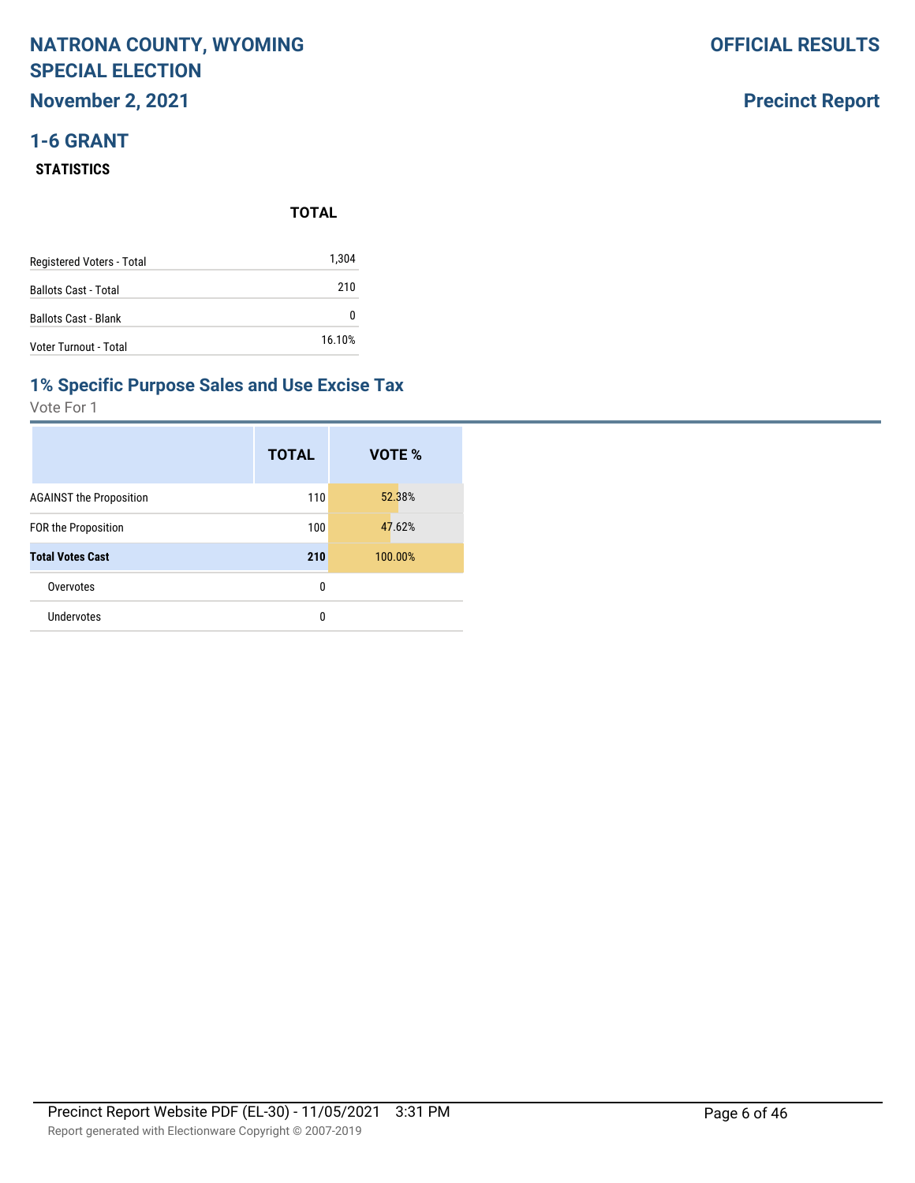# NATRONA COUNTY, WYOMING SPECIAL ELECTION

**November 2, 2021**

**OFFICIAL RESULTS**

**Precinct Report**

## 1-6 GRANT

### STATISTICS

| | TOTAL |
|---|---|
| Registered Voters - Total | 1,304 |
| Ballots Cast - Total | 210 |
| Ballots Cast - Blank | 0 |
| Voter Turnout - Total | 16.10% |

## 1% Specific Purpose Sales and Use Excise Tax

Vote For 1

| | TOTAL | VOTE % |
|---|---|---|
| AGAINST the Proposition | 110 | 52.38% |
| FOR the Proposition | 100 | 47.62% |
| **Total Votes Cast** | **210** | 100.00% |
| Overvotes | 0 | |
| Undervotes | 0 | |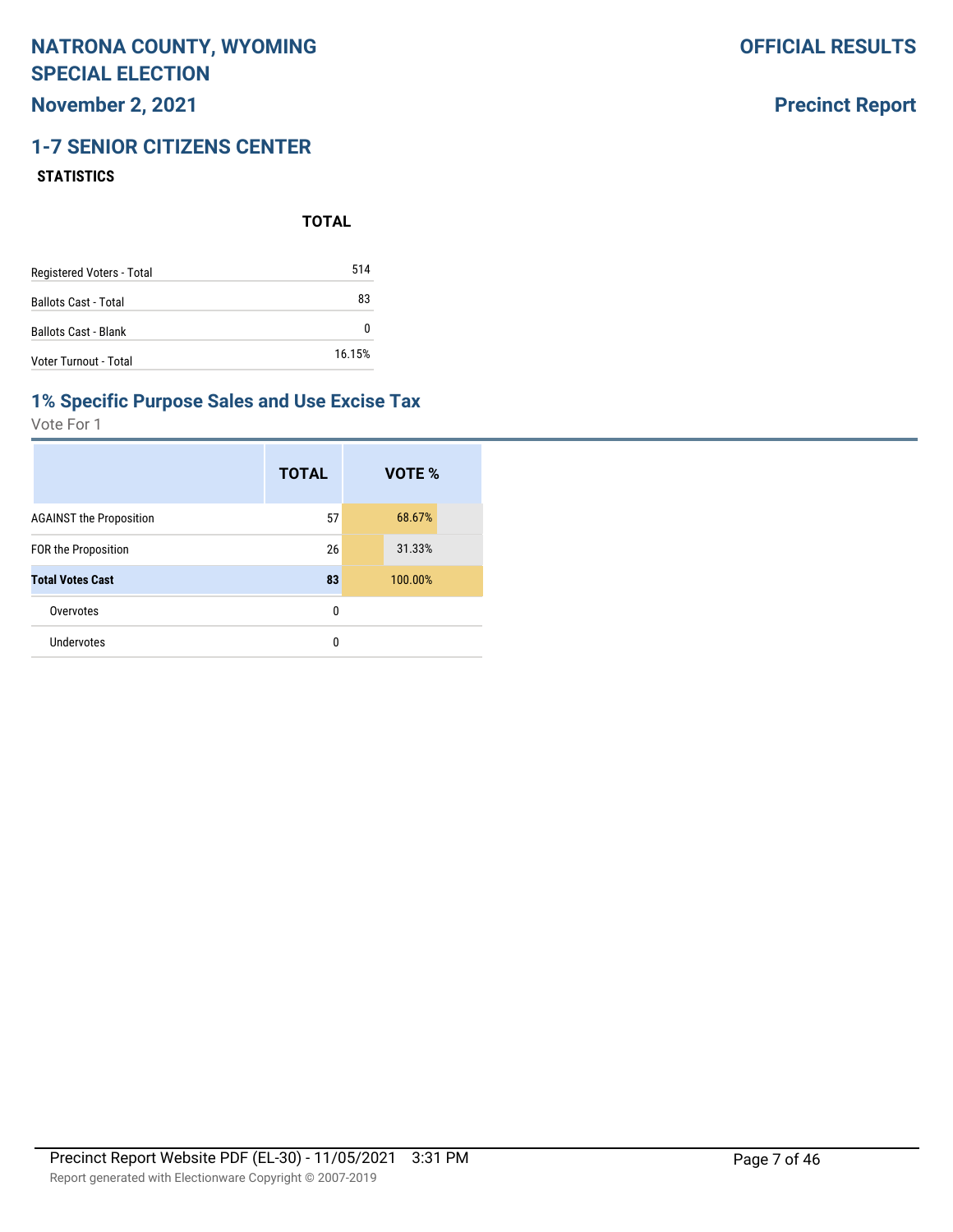# NATRONA COUNTY, WYOMING SPECIAL ELECTION

**November 2, 2021**

**OFFICIAL RESULTS**

**Precinct Report**

## 1-7 SENIOR CITIZENS CENTER

### STATISTICS

| | TOTAL |
|---|---|
| Registered Voters - Total | 514 |
| Ballots Cast - Total | 83 |
| Ballots Cast - Blank | 0 |
| Voter Turnout - Total | 16.15% |

## 1% Specific Purpose Sales and Use Excise Tax

Vote For 1

| | TOTAL | VOTE % |
|---|---|---|
| AGAINST the Proposition | 57 | 68.67% |
| FOR the Proposition | 26 | 31.33% |
| **Total Votes Cast** | **83** | 100.00% |
| Overvotes | 0 | |
| Undervotes | 0 | |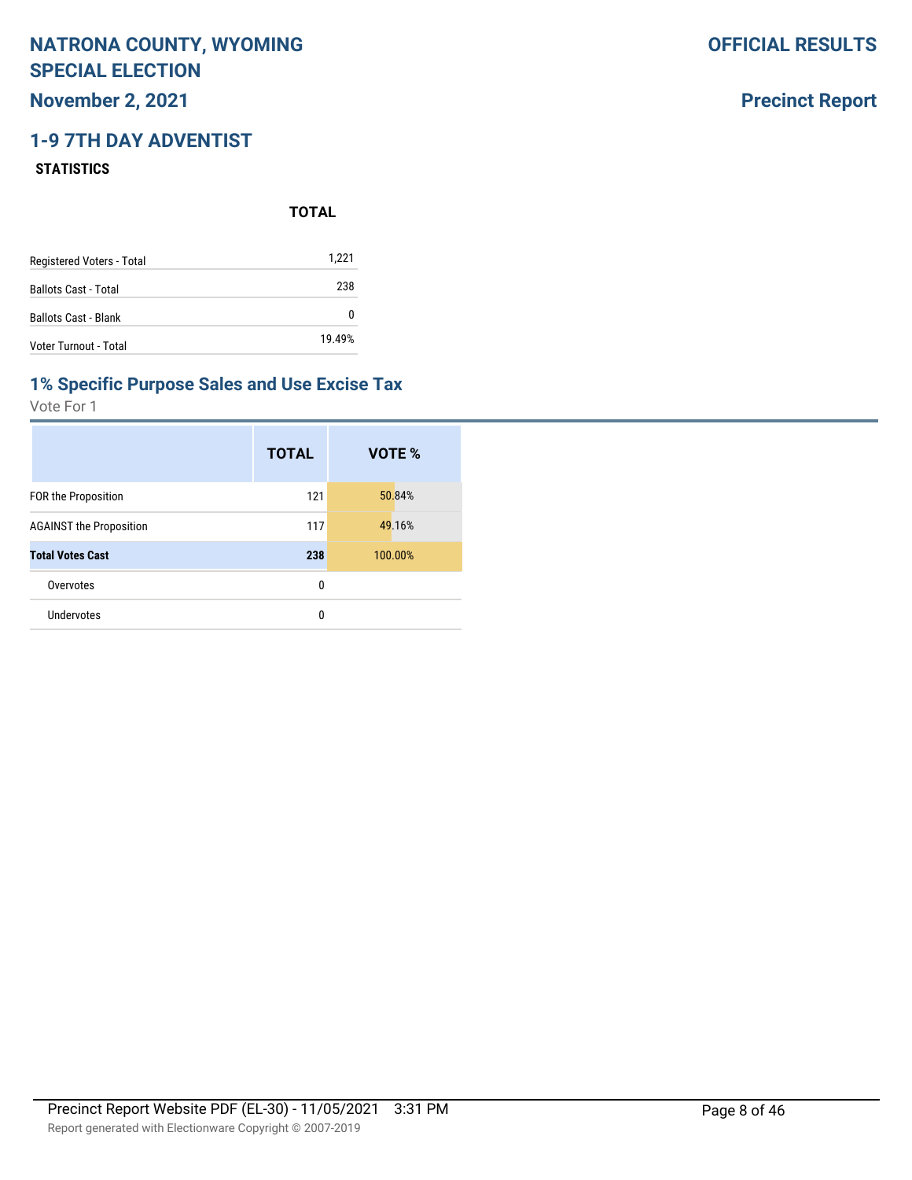# NATRONA COUNTY, WYOMING SPECIAL ELECTION

**November 2, 2021**

**OFFICIAL RESULTS**

**Precinct Report**

## 1-9 7TH DAY ADVENTIST

### STATISTICS

| | TOTAL |
|---|---|
| Registered Voters - Total | 1,221 |
| Ballots Cast - Total | 238 |
| Ballots Cast - Blank | 0 |
| Voter Turnout - Total | 19.49% |

## 1% Specific Purpose Sales and Use Excise Tax

Vote For 1

| | TOTAL | VOTE % |
|---|---|---|
| FOR the Proposition | 121 | 50.84% |
| AGAINST the Proposition | 117 | 49.16% |
| **Total Votes Cast** | **238** | 100.00% |
| Overvotes | 0 | |
| Undervotes | 0 | |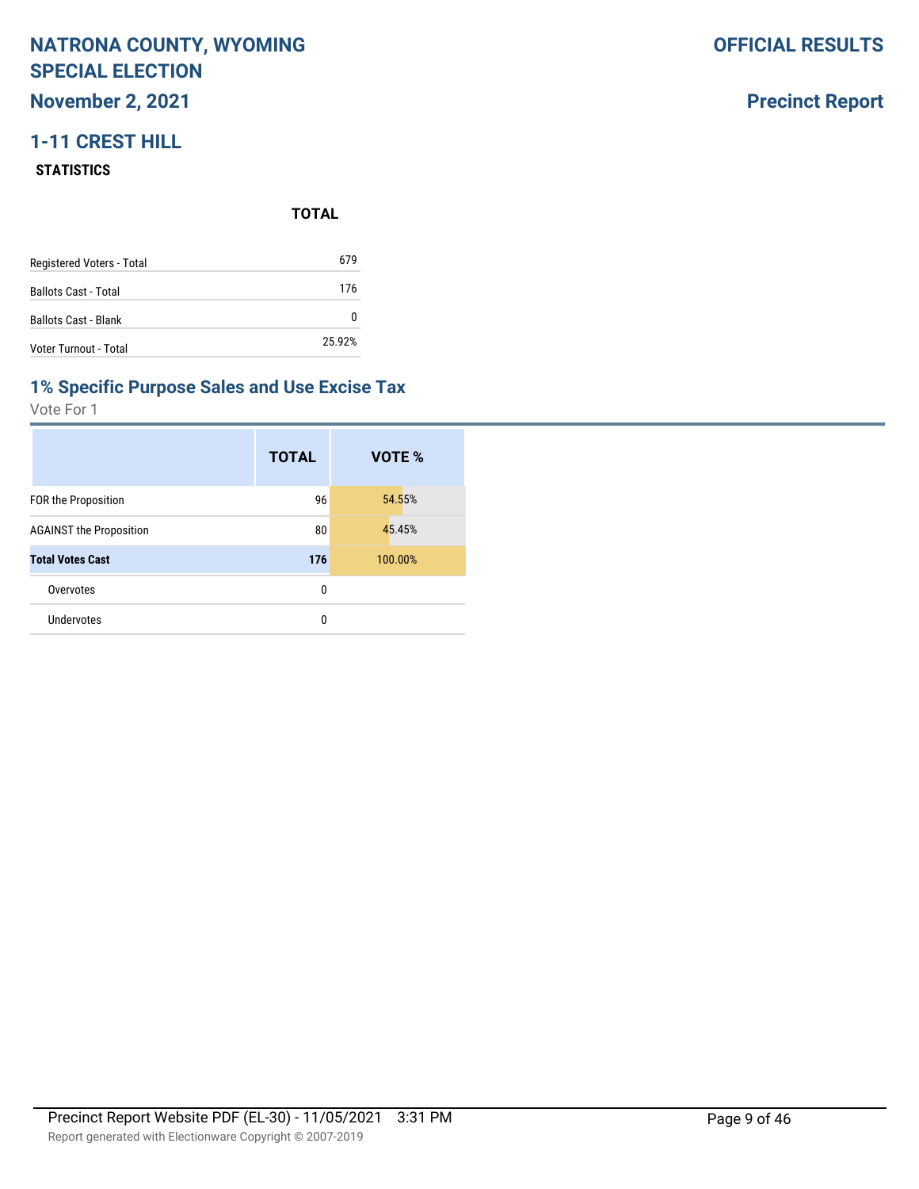# NATRONA COUNTY, WYOMING SPECIAL ELECTION

## November 2, 2021

**OFFICIAL RESULTS**

**Precinct Report**

## 1-11 CREST HILL

### STATISTICS

| | TOTAL |
|---|---|
| Registered Voters - Total | 679 |
| Ballots Cast - Total | 176 |
| Ballots Cast - Blank | 0 |
| Voter Turnout - Total | 25.92% |

## 1% Specific Purpose Sales and Use Excise Tax

Vote For 1

| | TOTAL | VOTE % |
|---|---|---|
| FOR the Proposition | 96 | 54.55% |
| AGAINST the Proposition | 80 | 45.45% |
| **Total Votes Cast** | **176** | 100.00% |
| Overvotes | 0 | |
| Undervotes | 0 | |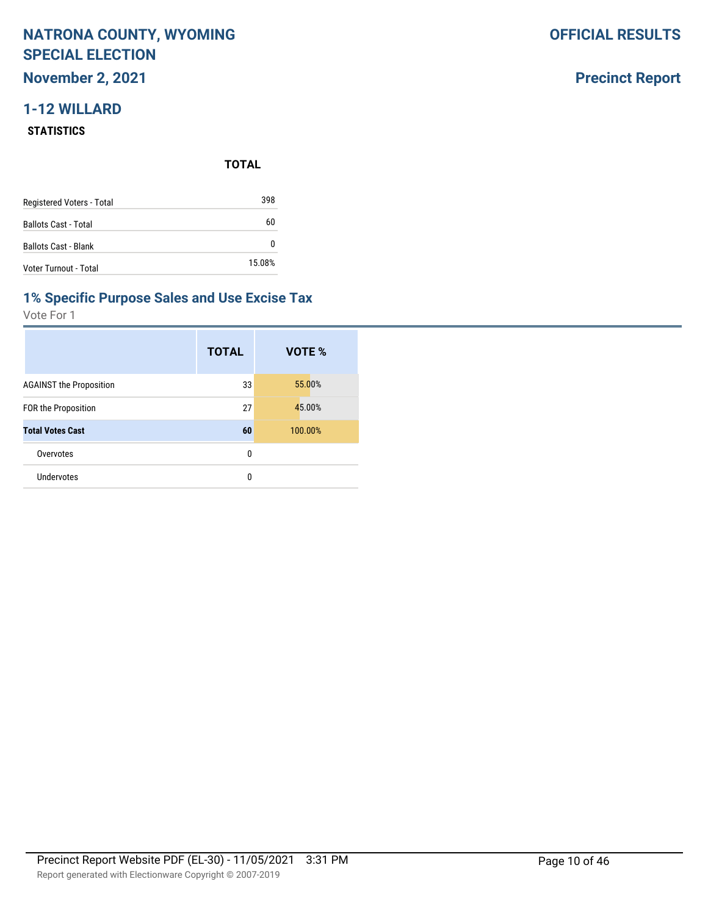# NATRONA COUNTY, WYOMING SPECIAL ELECTION

**OFFICIAL RESULTS**

## November 2, 2021

**Precinct Report**

## 1-12 WILLARD

### STATISTICS

| | TOTAL |
|---|---|
| Registered Voters - Total | 398 |
| Ballots Cast - Total | 60 |
| Ballots Cast - Blank | 0 |
| Voter Turnout - Total | 15.08% |

## 1% Specific Purpose Sales and Use Excise Tax

Vote For 1

| | TOTAL | VOTE % |
|---|---|---|
| AGAINST the Proposition | 33 | 55.00% |
| FOR the Proposition | 27 | 45.00% |
| **Total Votes Cast** | **60** | 100.00% |
| Overvotes | 0 | |
| Undervotes | 0 | |

Precinct Report Website PDF (EL-30) - 11/05/2021 3:31 PM

Report generated with Electionware Copyright © 2007-2019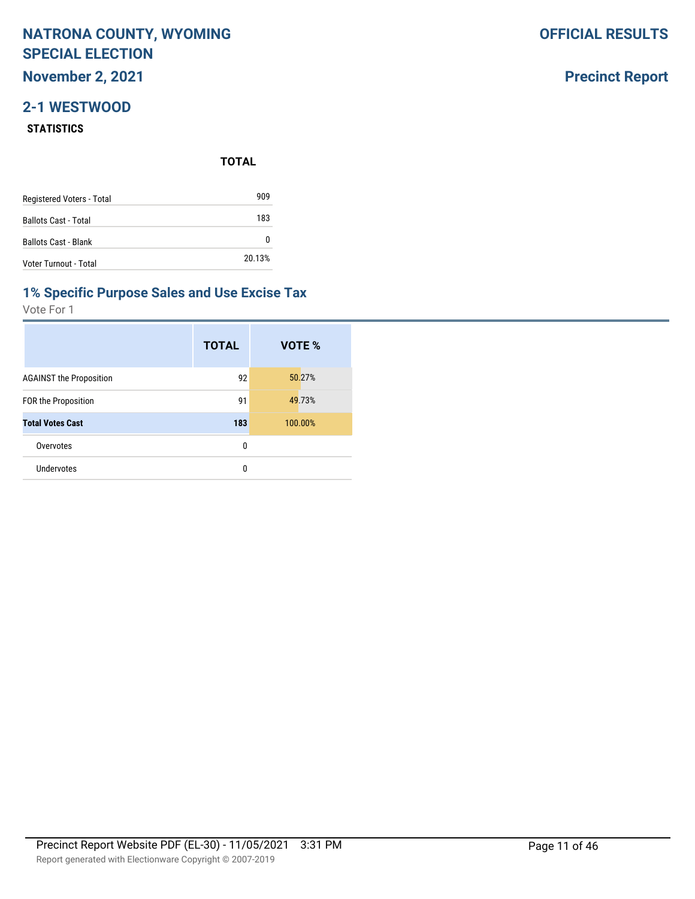# 2-1 WESTWOOD

### STATISTICS

| | TOTAL |
|---|---|
| Registered Voters - Total | 909 |
| Ballots Cast - Total | 183 |
| Ballots Cast - Blank | 0 |
| Voter Turnout - Total | 20.13% |

## 1% Specific Purpose Sales and Use Excise Tax

Vote For 1

| | TOTAL | VOTE % |
|---|---|---|
| AGAINST the Proposition | 92 | 50.27% |
| FOR the Proposition | 91 | 49.73% |
| **Total Votes Cast** | **183** | 100.00% |
| Overvotes | 0 | |
| Undervotes | 0 | |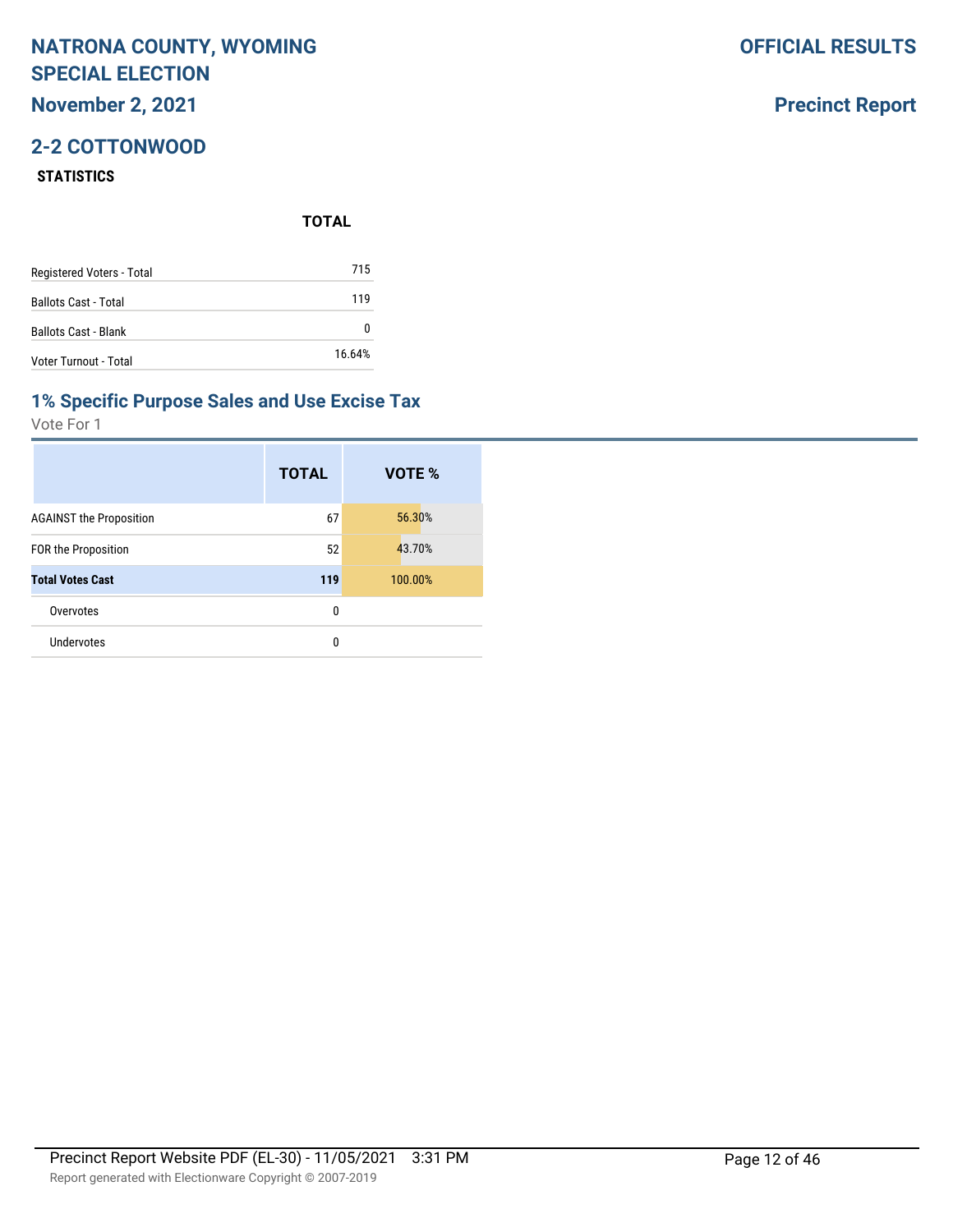# NATRONA COUNTY, WYOMING SPECIAL ELECTION

**OFFICIAL RESULTS**

**November 2, 2021**

**Precinct Report**

## 2-2 COTTONWOOD

### STATISTICS

| | TOTAL |
|---|---|
| Registered Voters - Total | 715 |
| Ballots Cast - Total | 119 |
| Ballots Cast - Blank | 0 |
| Voter Turnout - Total | 16.64% |

## 1% Specific Purpose Sales and Use Excise Tax

Vote For 1

| | TOTAL | VOTE % |
|---|---|---|
| AGAINST the Proposition | 67 | 56.30% |
| FOR the Proposition | 52 | 43.70% |
| **Total Votes Cast** | **119** | 100.00% |
| Overvotes | 0 | |
| Undervotes | 0 | |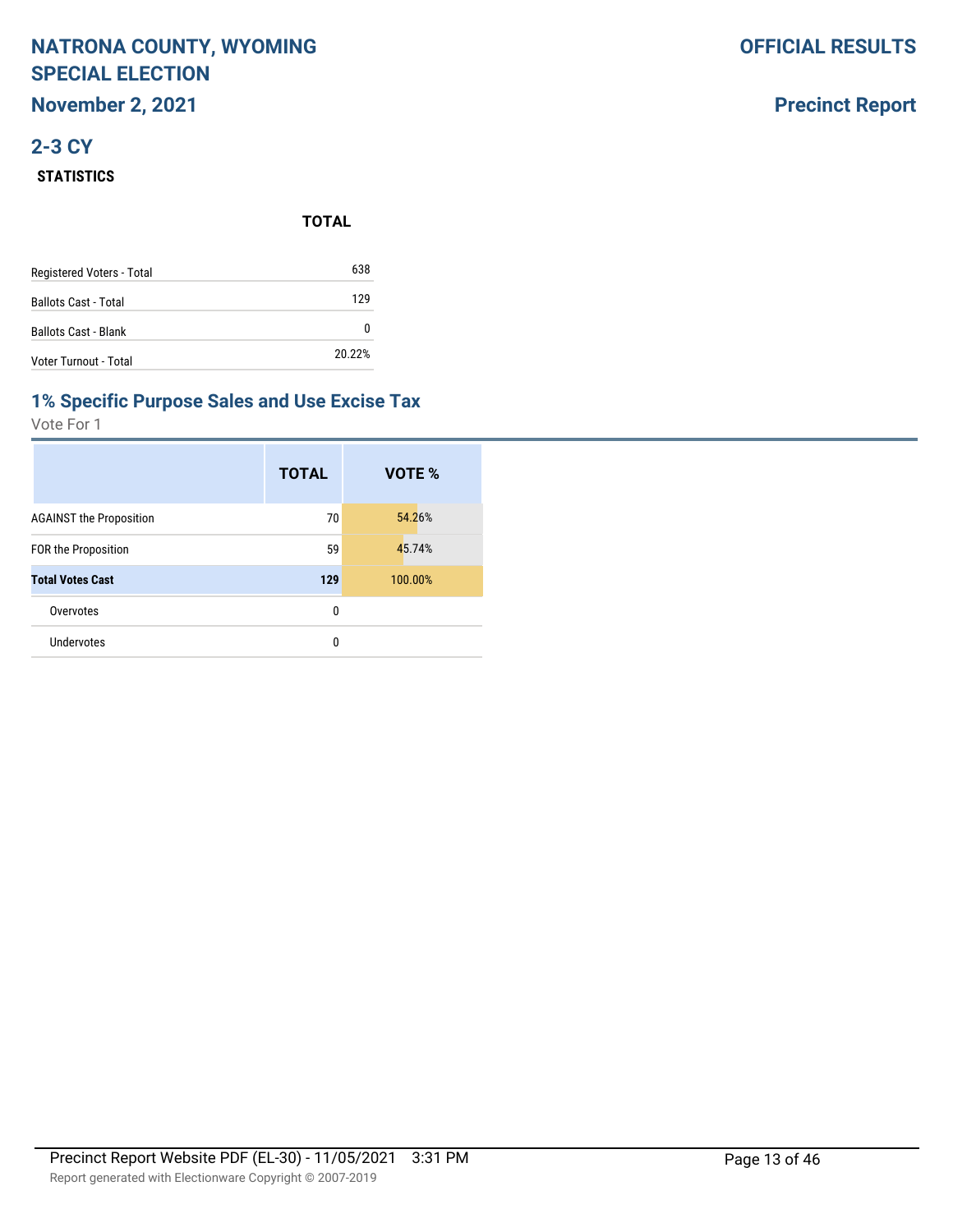# NATRONA COUNTY, WYOMING SPECIAL ELECTION

**November 2, 2021**

**OFFICIAL RESULTS**

**Precinct Report**

## 2-3 CY

### STATISTICS

| | TOTAL |
|---|---|
| Registered Voters - Total | 638 |
| Ballots Cast - Total | 129 |
| Ballots Cast - Blank | 0 |
| Voter Turnout - Total | 20.22% |

### 1% Specific Purpose Sales and Use Excise Tax

Vote For 1

| | TOTAL | VOTE % |
|---|---|---|
| AGAINST the Proposition | 70 | 54.26% |
| FOR the Proposition | 59 | 45.74% |
| **Total Votes Cast** | **129** | 100.00% |
| Overvotes | 0 | |
| Undervotes | 0 | |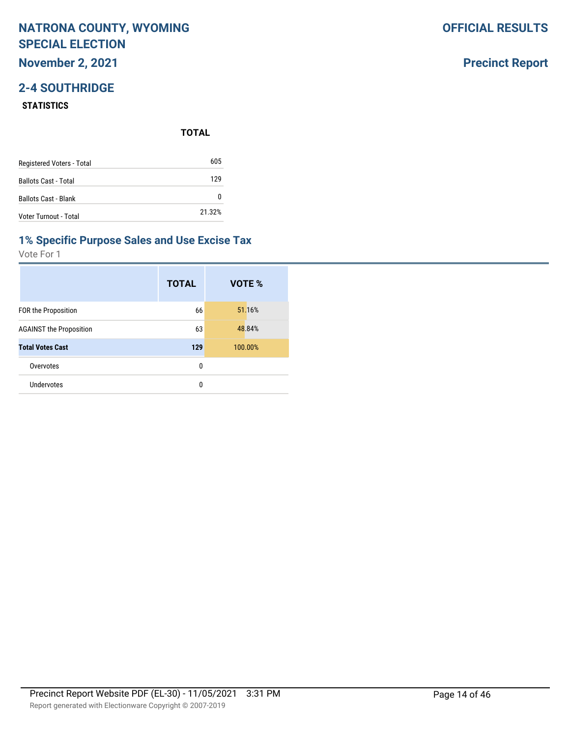# NATRONA COUNTY, WYOMING SPECIAL ELECTION

**November 2, 2021**

**OFFICIAL RESULTS**

**Precinct Report**

## 2-4 SOUTHRIDGE

### STATISTICS

| | TOTAL |
|---|---|
| Registered Voters - Total | 605 |
| Ballots Cast - Total | 129 |
| Ballots Cast - Blank | 0 |
| Voter Turnout - Total | 21.32% |

## 1% Specific Purpose Sales and Use Excise Tax

Vote For 1

| | TOTAL | VOTE % |
|---|---|---|
| FOR the Proposition | 66 | 51.16% |
| AGAINST the Proposition | 63 | 48.84% |
| **Total Votes Cast** | **129** | 100.00% |
| Overvotes | 0 | |
| Undervotes | 0 | |

Precinct Report Website PDF (EL-30) - 11/05/2021 3:31 PM

Report generated with Electionware Copyright © 2007-2019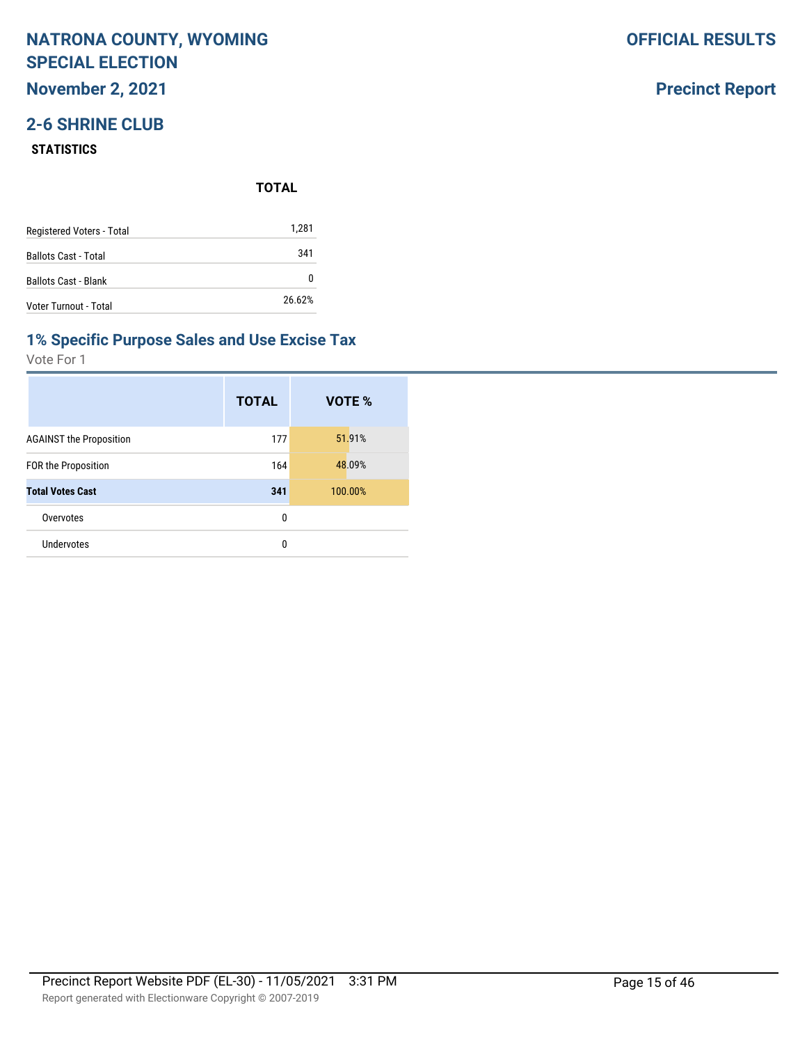# NATRONA COUNTY, WYOMING SPECIAL ELECTION

**November 2, 2021**

**OFFICIAL RESULTS**

**Precinct Report**

## 2-6 SHRINE CLUB

### STATISTICS

| | TOTAL |
|---|---|
| Registered Voters - Total | 1,281 |
| Ballots Cast - Total | 341 |
| Ballots Cast - Blank | 0 |
| Voter Turnout - Total | 26.62% |

## 1% Specific Purpose Sales and Use Excise Tax

Vote For 1

| | TOTAL | VOTE % |
|---|---|---|
| AGAINST the Proposition | 177 | 51.91% |
| FOR the Proposition | 164 | 48.09% |
| **Total Votes Cast** | **341** | 100.00% |
| Overvotes | 0 | |
| Undervotes | 0 | |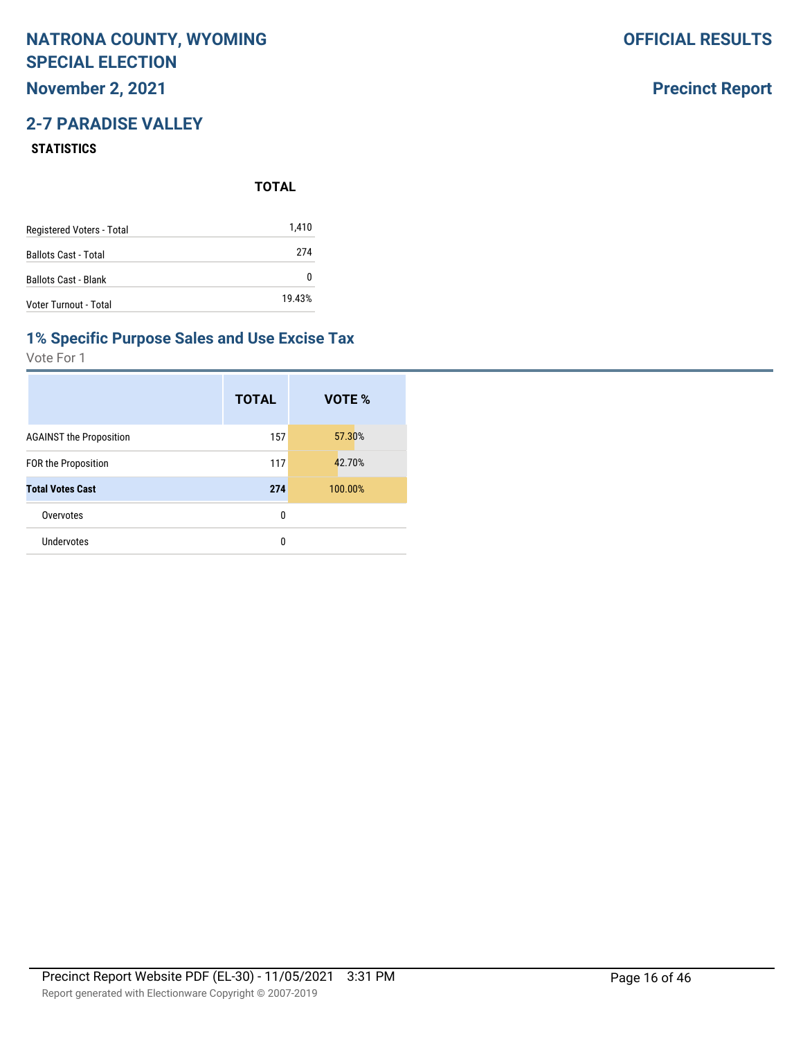# NATRONA COUNTY, WYOMING SPECIAL ELECTION

**November 2, 2021**

**OFFICIAL RESULTS**

**Precinct Report**

## 2-7 PARADISE VALLEY

### STATISTICS

| | TOTAL |
|---|---|
| Registered Voters - Total | 1,410 |
| Ballots Cast - Total | 274 |
| Ballots Cast - Blank | 0 |
| Voter Turnout - Total | 19.43% |

## 1% Specific Purpose Sales and Use Excise Tax

Vote For 1

| | TOTAL | VOTE % |
|---|---|---|
| AGAINST the Proposition | 157 | 57.30% |
| FOR the Proposition | 117 | 42.70% |
| **Total Votes Cast** | **274** | 100.00% |
| Overvotes | 0 | |
| Undervotes | 0 | |

Precinct Report Website PDF (EL-30) - 11/05/2021 3:31 PM

Report generated with Electionware Copyright © 2007-2019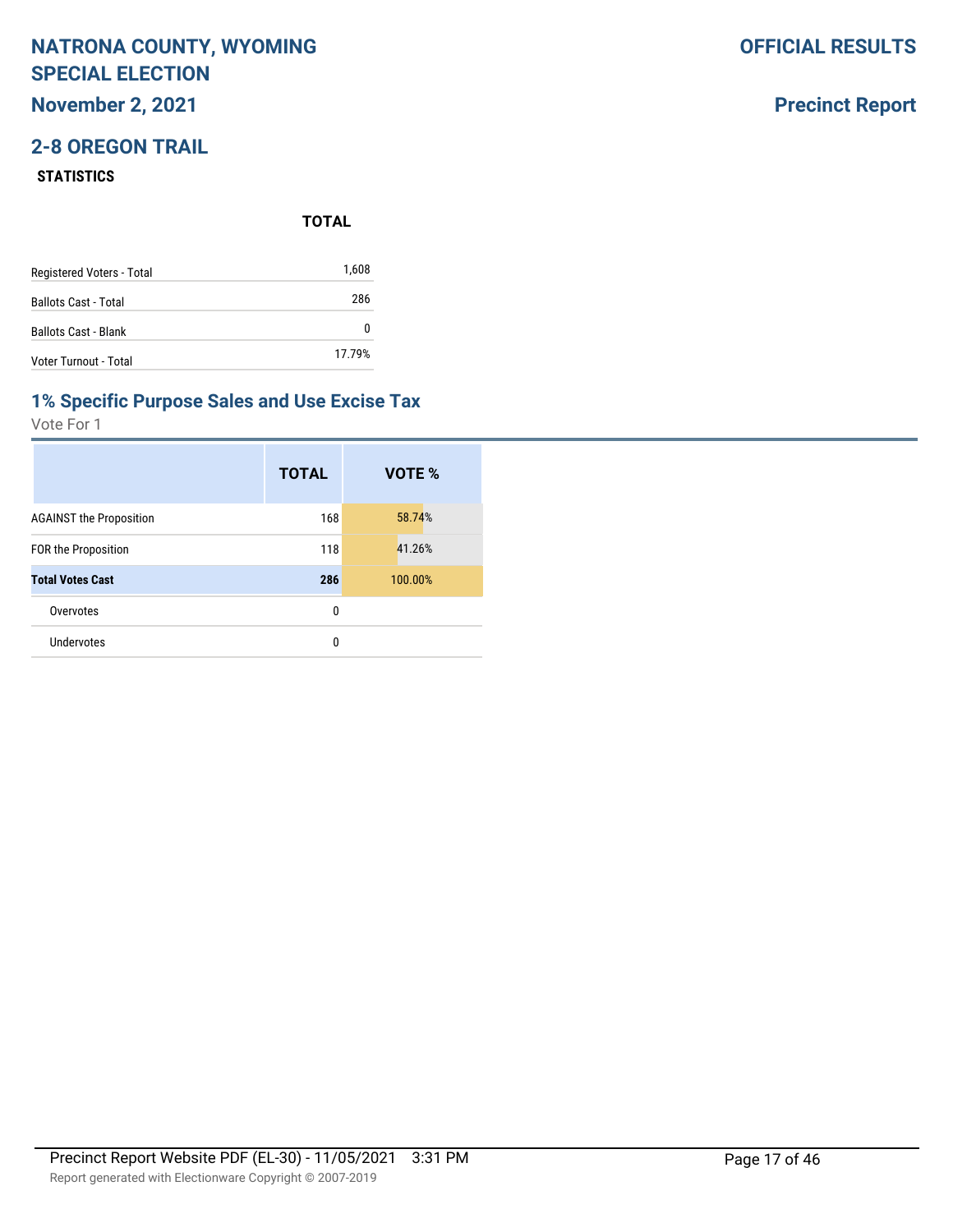# NATRONA COUNTY, WYOMING SPECIAL ELECTION

**November 2, 2021**

**OFFICIAL RESULTS**

**Precinct Report**

## 2-8 OREGON TRAIL

### STATISTICS

| | TOTAL |
|---|---|
| Registered Voters - Total | 1,608 |
| Ballots Cast - Total | 286 |
| Ballots Cast - Blank | 0 |
| Voter Turnout - Total | 17.79% |

## 1% Specific Purpose Sales and Use Excise Tax

Vote For 1

| | TOTAL | VOTE % |
|---|---|---|
| AGAINST the Proposition | 168 | 58.74% |
| FOR the Proposition | 118 | 41.26% |
| **Total Votes Cast** | **286** | 100.00% |
| Overvotes | 0 | |
| Undervotes | 0 | |

Precinct Report Website PDF (EL-30) - 11/05/2021 3:31 PM

Report generated with Electionware Copyright © 2007-2019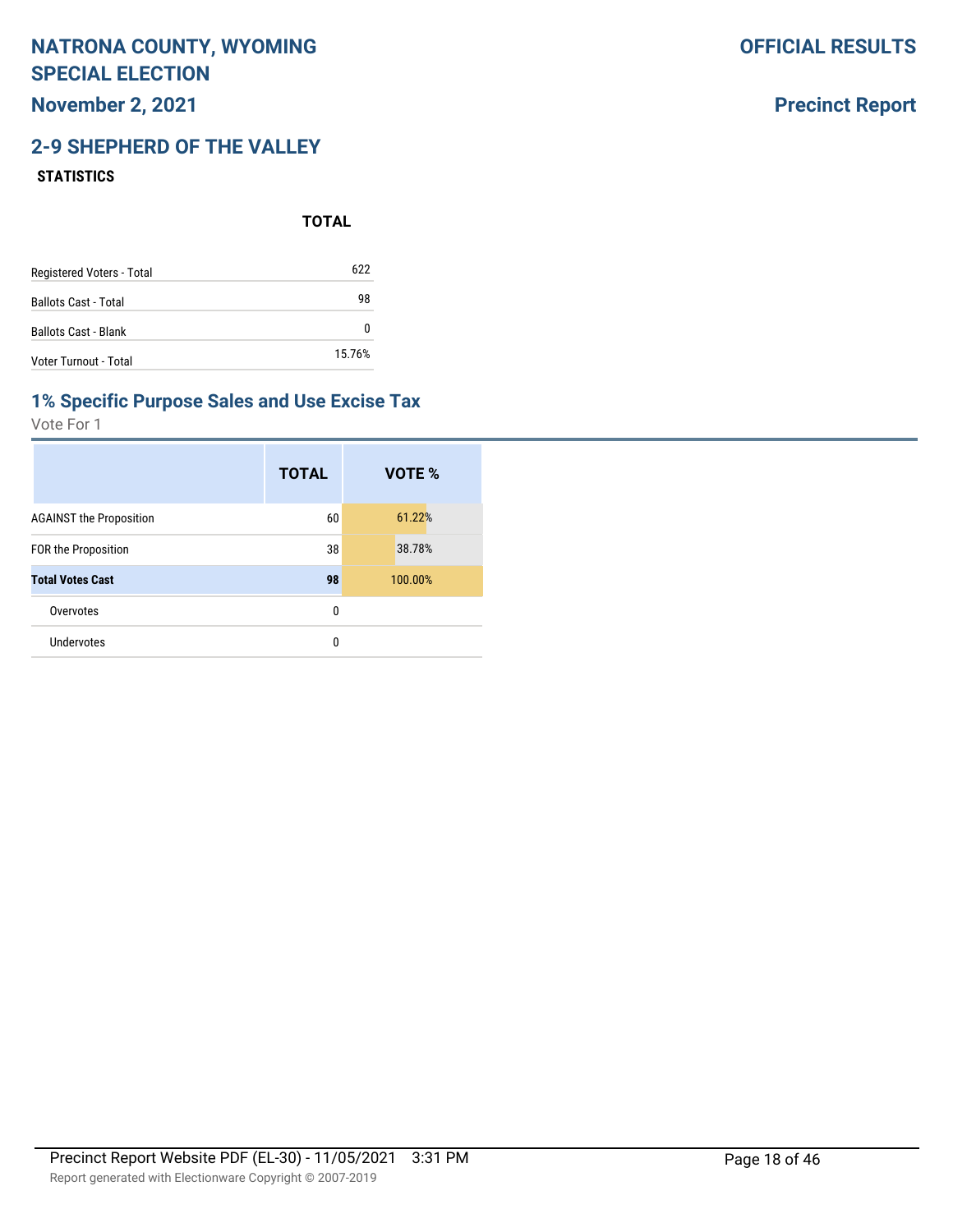# NATRONA COUNTY, WYOMING SPECIAL ELECTION

**November 2, 2021**

**OFFICIAL RESULTS**

**Precinct Report**

## 2-9 SHEPHERD OF THE VALLEY

### STATISTICS

| | TOTAL |
|---|---|
| Registered Voters - Total | 622 |
| Ballots Cast - Total | 98 |
| Ballots Cast - Blank | 0 |
| Voter Turnout - Total | 15.76% |

## 1% Specific Purpose Sales and Use Excise Tax

Vote For 1

| | TOTAL | VOTE % |
|---|---|---|
| AGAINST the Proposition | 60 | 61.22% |
| FOR the Proposition | 38 | 38.78% |
| **Total Votes Cast** | **98** | 100.00% |
| Overvotes | 0 | |
| Undervotes | 0 | |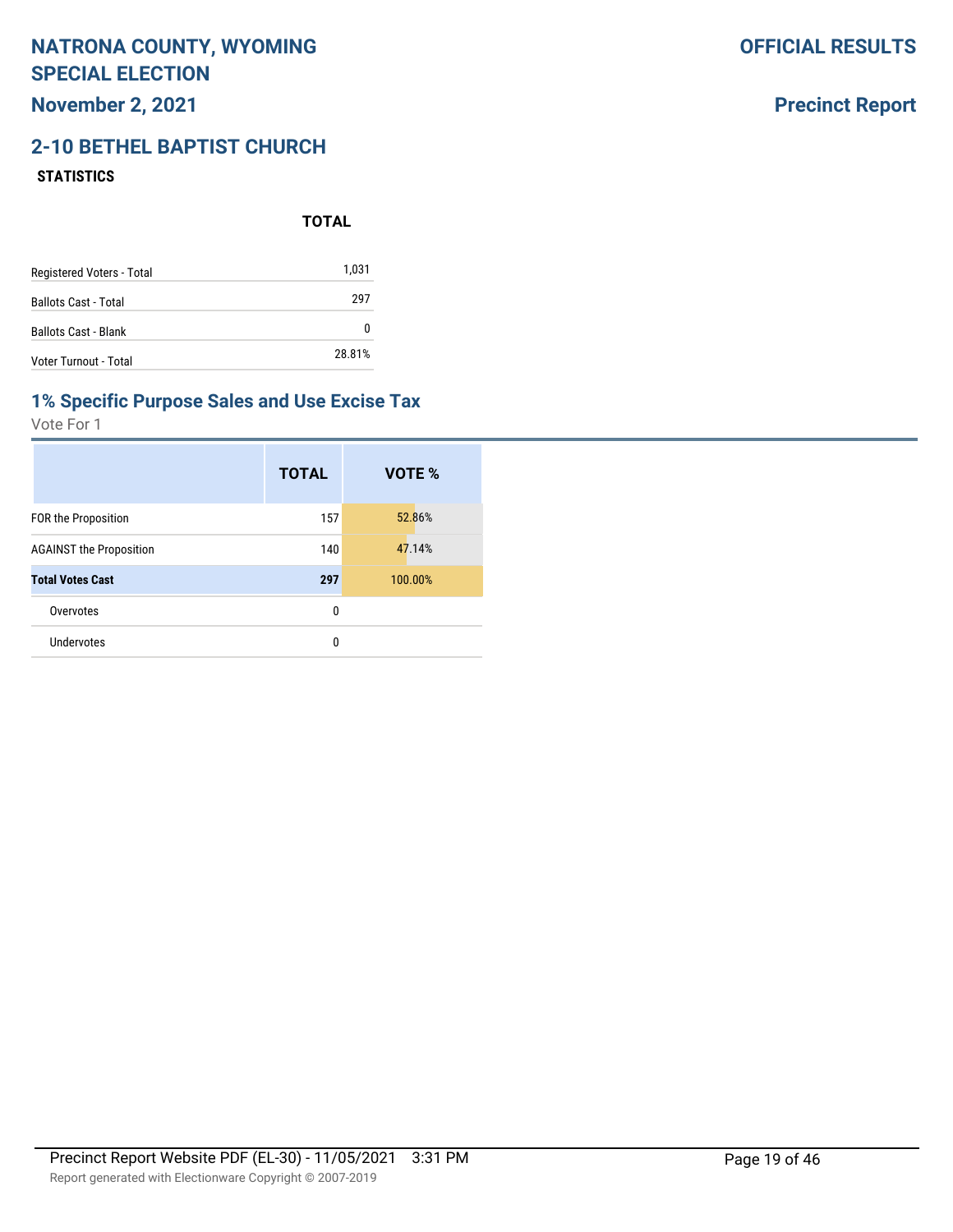# NATRONA COUNTY, WYOMING SPECIAL ELECTION

**November 2, 2021**

**OFFICIAL RESULTS**

**Precinct Report**

## 2-10 BETHEL BAPTIST CHURCH

**STATISTICS**

| | TOTAL |
|---|---|
| Registered Voters - Total | 1,031 |
| Ballots Cast - Total | 297 |
| Ballots Cast - Blank | 0 |
| Voter Turnout - Total | 28.81% |

### 1% Specific Purpose Sales and Use Excise Tax

Vote For 1

| | TOTAL | VOTE % |
|---|---|---|
| FOR the Proposition | 157 | 52.86% |
| AGAINST the Proposition | 140 | 47.14% |
| **Total Votes Cast** | **297** | 100.00% |
| Overvotes | 0 | |
| Undervotes | 0 | |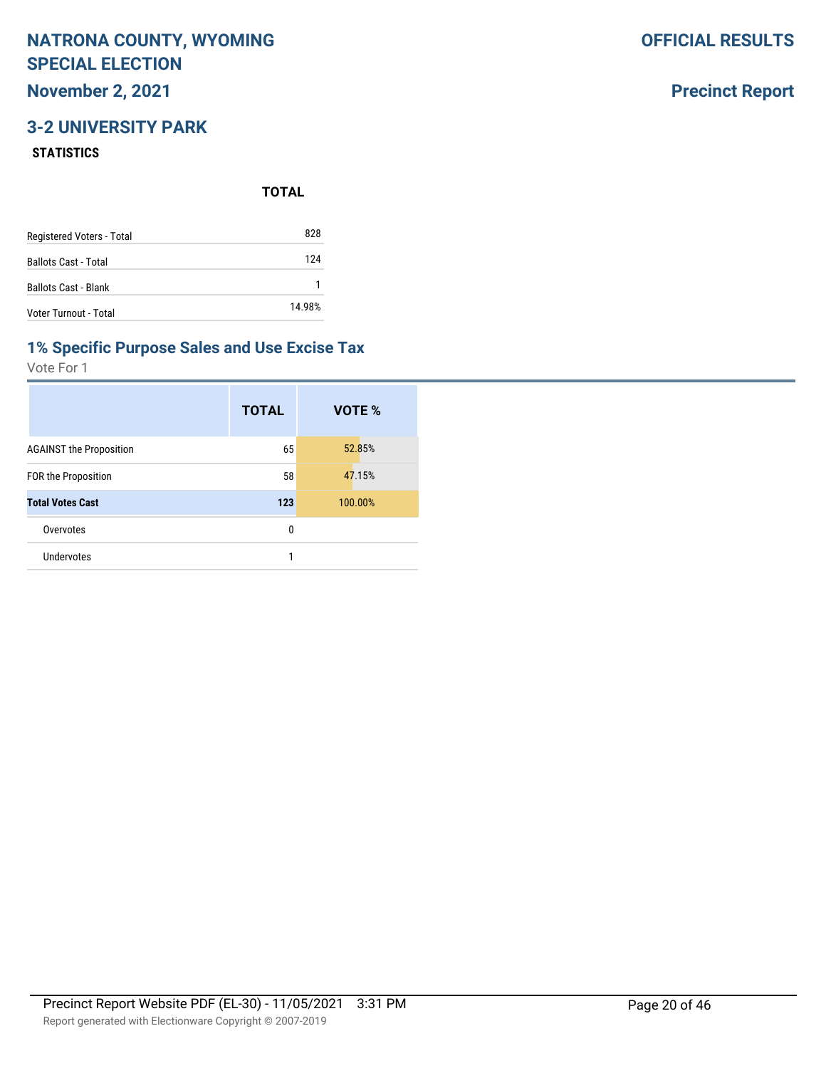# NATRONA COUNTY, WYOMING SPECIAL ELECTION

**November 2, 2021**

**OFFICIAL RESULTS**

**Precinct Report**

## 3-2 UNIVERSITY PARK

### STATISTICS

| | TOTAL |
|---|---|
| Registered Voters - Total | 828 |
| Ballots Cast - Total | 124 |
| Ballots Cast - Blank | 1 |
| Voter Turnout - Total | 14.98% |

### 1% Specific Purpose Sales and Use Excise Tax

Vote For 1

| | TOTAL | VOTE % |
|---|---|---|
| AGAINST the Proposition | 65 | 52.85% |
| FOR the Proposition | 58 | 47.15% |
| **Total Votes Cast** | **123** | 100.00% |
| Overvotes | 0 | |
| Undervotes | 1 | |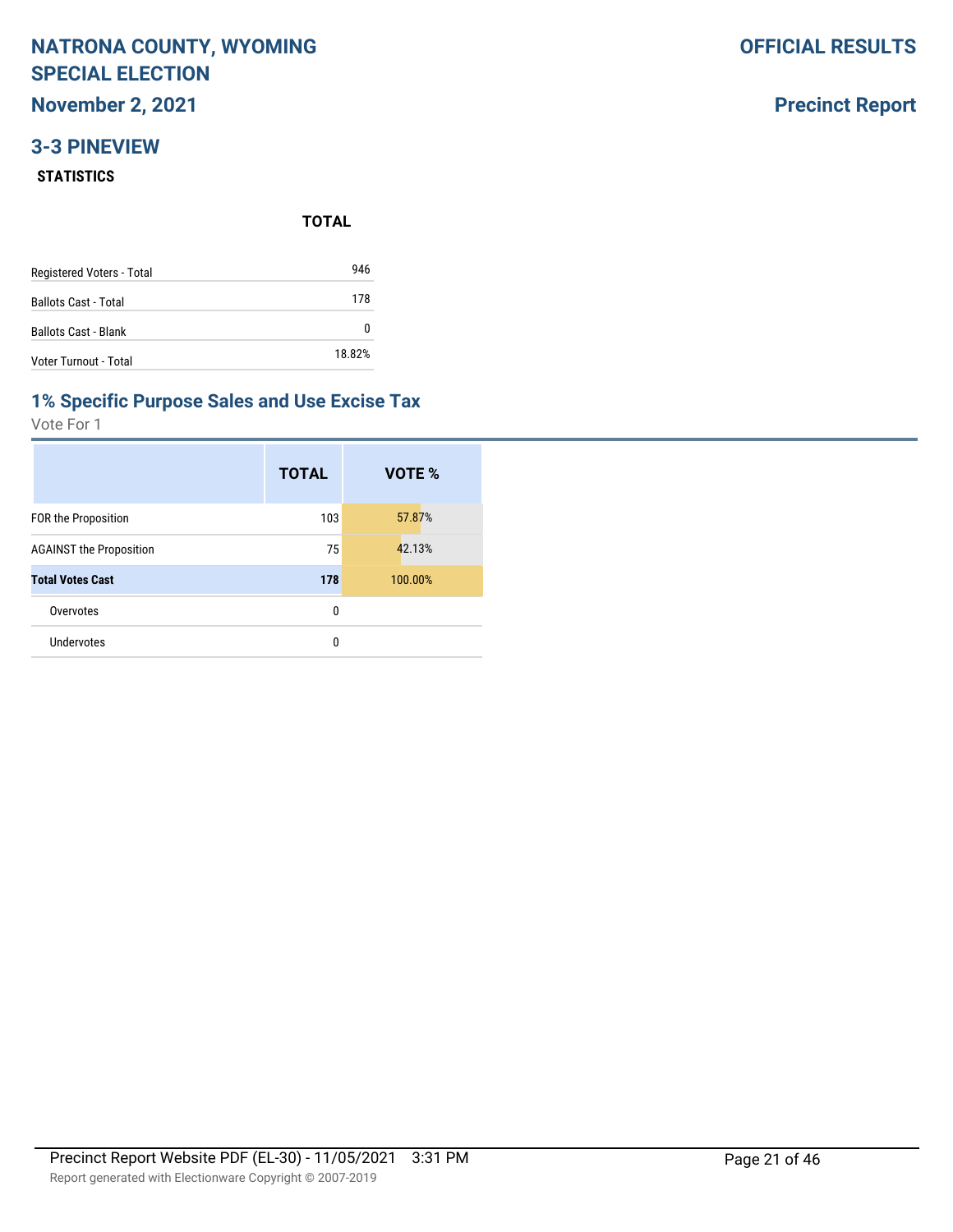# NATRONA COUNTY, WYOMING SPECIAL ELECTION

**November 2, 2021**

**OFFICIAL RESULTS**

**Precinct Report**

## 3-3 PINEVIEW

### STATISTICS

| | TOTAL |
|---|---|
| Registered Voters - Total | 946 |
| Ballots Cast - Total | 178 |
| Ballots Cast - Blank | 0 |
| Voter Turnout - Total | 18.82% |

## 1% Specific Purpose Sales and Use Excise Tax

Vote For 1

| | TOTAL | VOTE % |
|---|---|---|
| FOR the Proposition | 103 | 57.87% |
| AGAINST the Proposition | 75 | 42.13% |
| **Total Votes Cast** | **178** | 100.00% |
| Overvotes | 0 | |
| Undervotes | 0 | |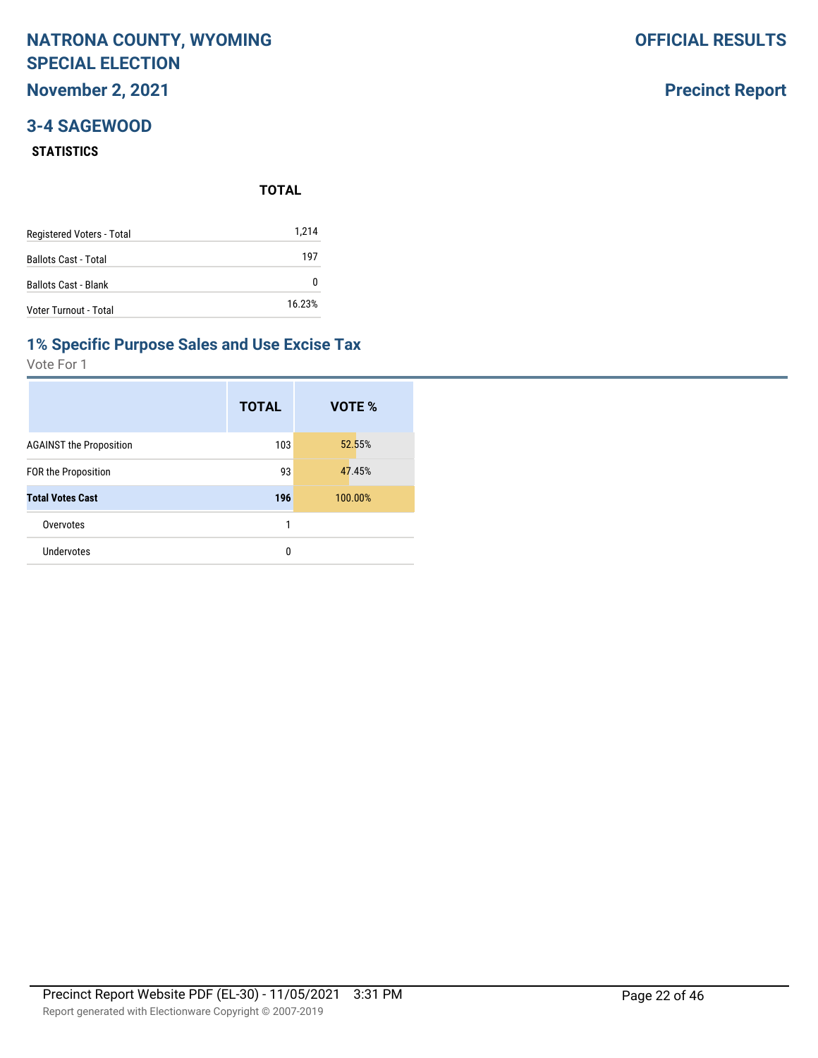# NATRONA COUNTY, WYOMING SPECIAL ELECTION

**November 2, 2021**

**OFFICIAL RESULTS**

**Precinct Report**

## 3-4 SAGEWOOD

### STATISTICS

| | TOTAL |
|---|---|
| Registered Voters - Total | 1,214 |
| Ballots Cast - Total | 197 |
| Ballots Cast - Blank | 0 |
| Voter Turnout - Total | 16.23% |

## 1% Specific Purpose Sales and Use Excise Tax

Vote For 1

| | TOTAL | VOTE % |
|---|---|---|
| AGAINST the Proposition | 103 | 52.55% |
| FOR the Proposition | 93 | 47.45% |
| **Total Votes Cast** | **196** | 100.00% |
| Overvotes | 1 | |
| Undervotes | 0 | |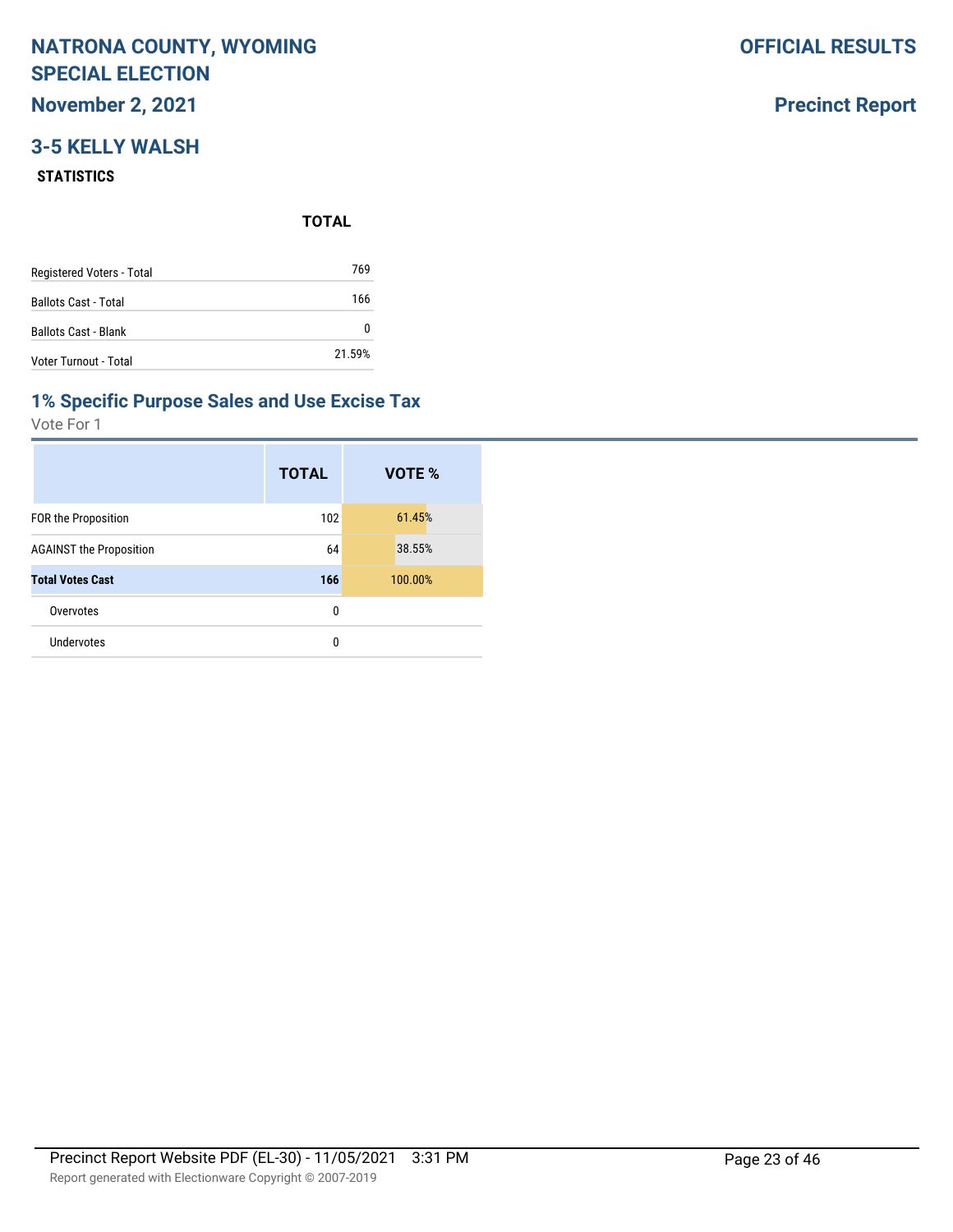# NATRONA COUNTY, WYOMING SPECIAL ELECTION

**OFFICIAL RESULTS**

**November 2, 2021**

**Precinct Report**

## 3-5 KELLY WALSH

### STATISTICS

| | TOTAL |
|---|---|
| Registered Voters - Total | 769 |
| Ballots Cast - Total | 166 |
| Ballots Cast - Blank | 0 |
| Voter Turnout - Total | 21.59% |

## 1% Specific Purpose Sales and Use Excise Tax

Vote For 1

| | TOTAL | VOTE % |
|---|---|---|
| FOR the Proposition | 102 | 61.45% |
| AGAINST the Proposition | 64 | 38.55% |
| **Total Votes Cast** | **166** | 100.00% |
| Overvotes | 0 | |
| Undervotes | 0 | |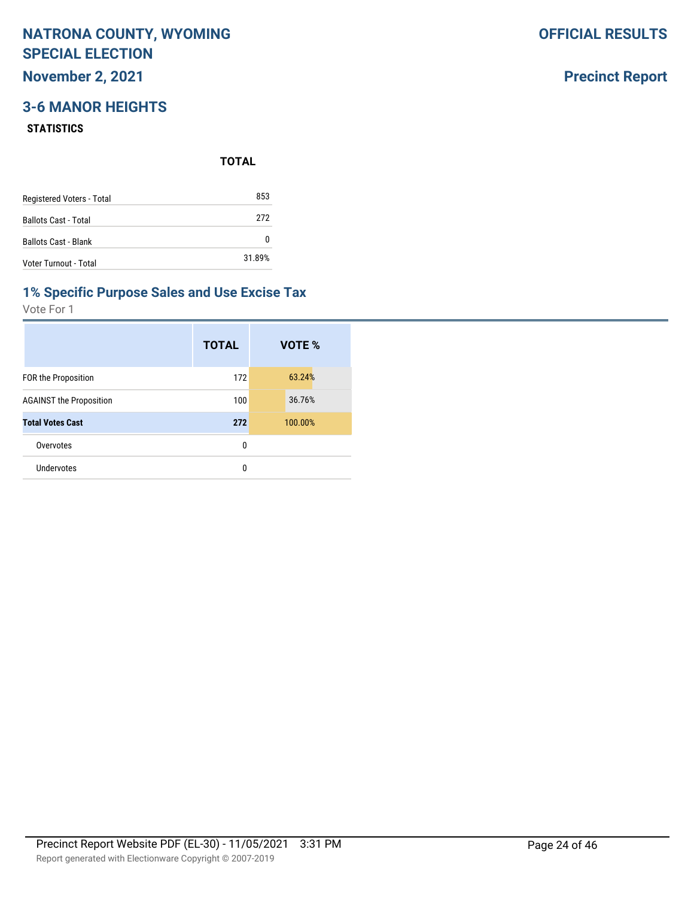# NATRONA COUNTY, WYOMING SPECIAL ELECTION

**November 2, 2021**

**OFFICIAL RESULTS**

**Precinct Report**

## 3-6 MANOR HEIGHTS

### STATISTICS

| | TOTAL |
|---|---|
| Registered Voters - Total | 853 |
| Ballots Cast - Total | 272 |
| Ballots Cast - Blank | 0 |
| Voter Turnout - Total | 31.89% |

## 1% Specific Purpose Sales and Use Excise Tax

Vote For 1

| | TOTAL | VOTE % |
|---|---|---|
| FOR the Proposition | 172 | 63.24% |
| AGAINST the Proposition | 100 | 36.76% |
| **Total Votes Cast** | **272** | 100.00% |
| Overvotes | 0 | |
| Undervotes | 0 | |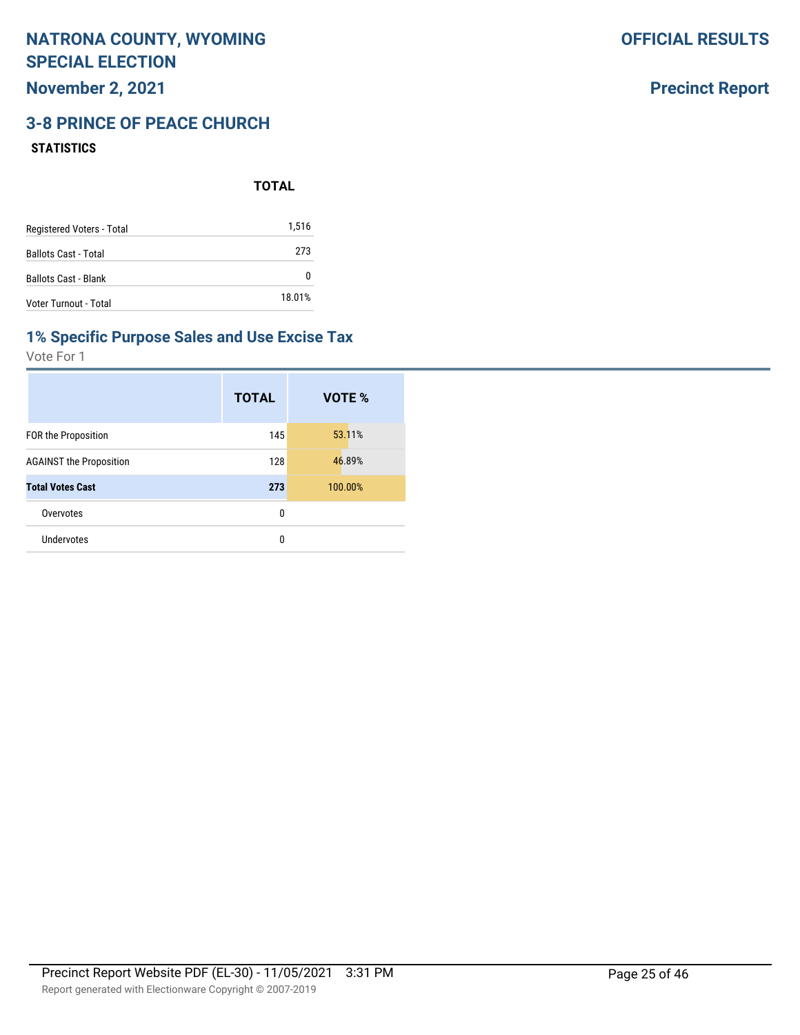# NATRONA COUNTY, WYOMING SPECIAL ELECTION

**November 2, 2021**

**OFFICIAL RESULTS**

**Precinct Report**

## 3-8 PRINCE OF PEACE CHURCH

### STATISTICS

| | TOTAL |
|---|---|
| Registered Voters - Total | 1,516 |
| Ballots Cast - Total | 273 |
| Ballots Cast - Blank | 0 |
| Voter Turnout - Total | 18.01% |

## 1% Specific Purpose Sales and Use Excise Tax

Vote For 1

| | TOTAL | VOTE % |
|---|---|---|
| FOR the Proposition | 145 | 53.11% |
| AGAINST the Proposition | 128 | 46.89% |
| **Total Votes Cast** | **273** | 100.00% |
| Overvotes | 0 | |
| Undervotes | 0 | |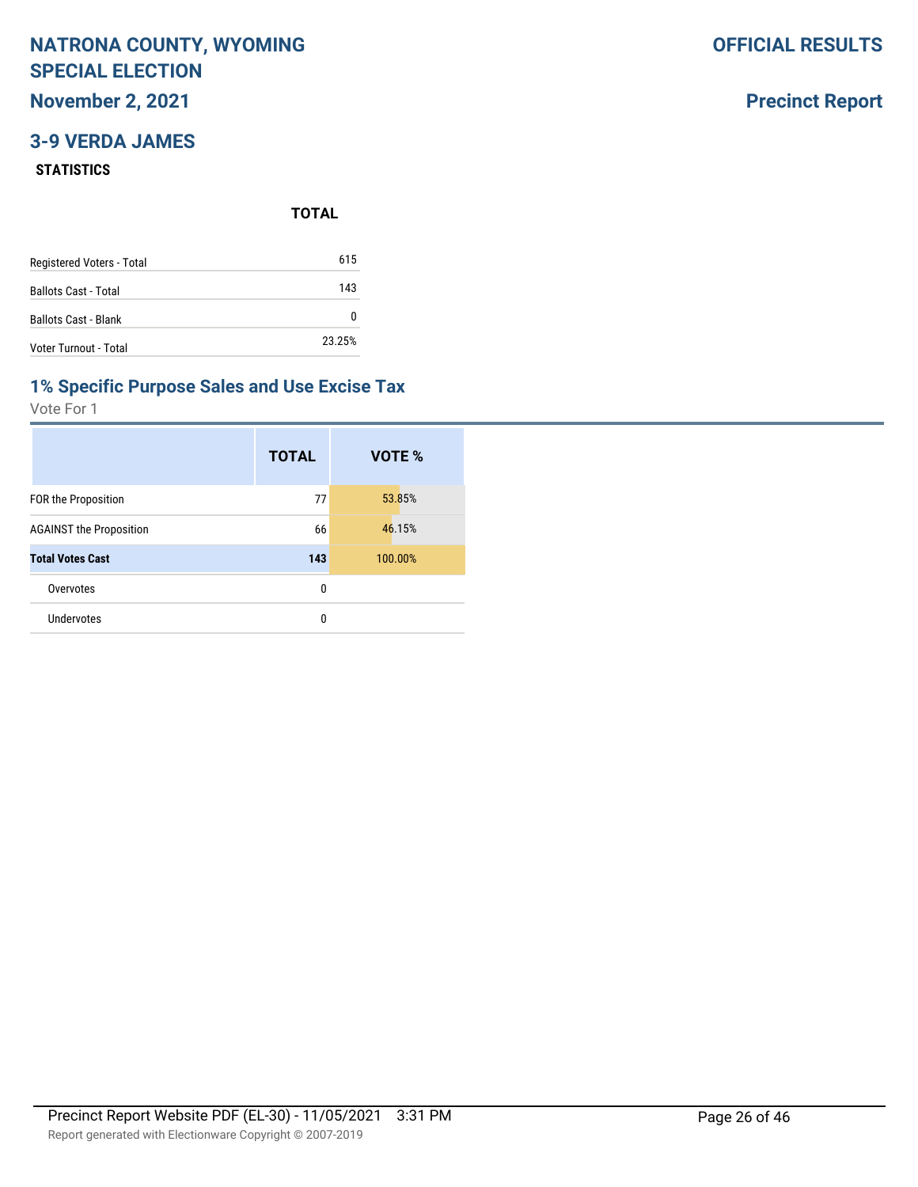# NATRONA COUNTY, WYOMING SPECIAL ELECTION

**OFFICIAL RESULTS**

## November 2, 2021

**Precinct Report**

## 3-9 VERDA JAMES

### STATISTICS

| | TOTAL |
|---|---|
| Registered Voters - Total | 615 |
| Ballots Cast - Total | 143 |
| Ballots Cast - Blank | 0 |
| Voter Turnout - Total | 23.25% |

### 1% Specific Purpose Sales and Use Excise Tax

Vote For 1

| | TOTAL | VOTE % |
|---|---|---|
| FOR the Proposition | 77 | 53.85% |
| AGAINST the Proposition | 66 | 46.15% |
| **Total Votes Cast** | **143** | 100.00% |
| Overvotes | 0 | |
| Undervotes | 0 | |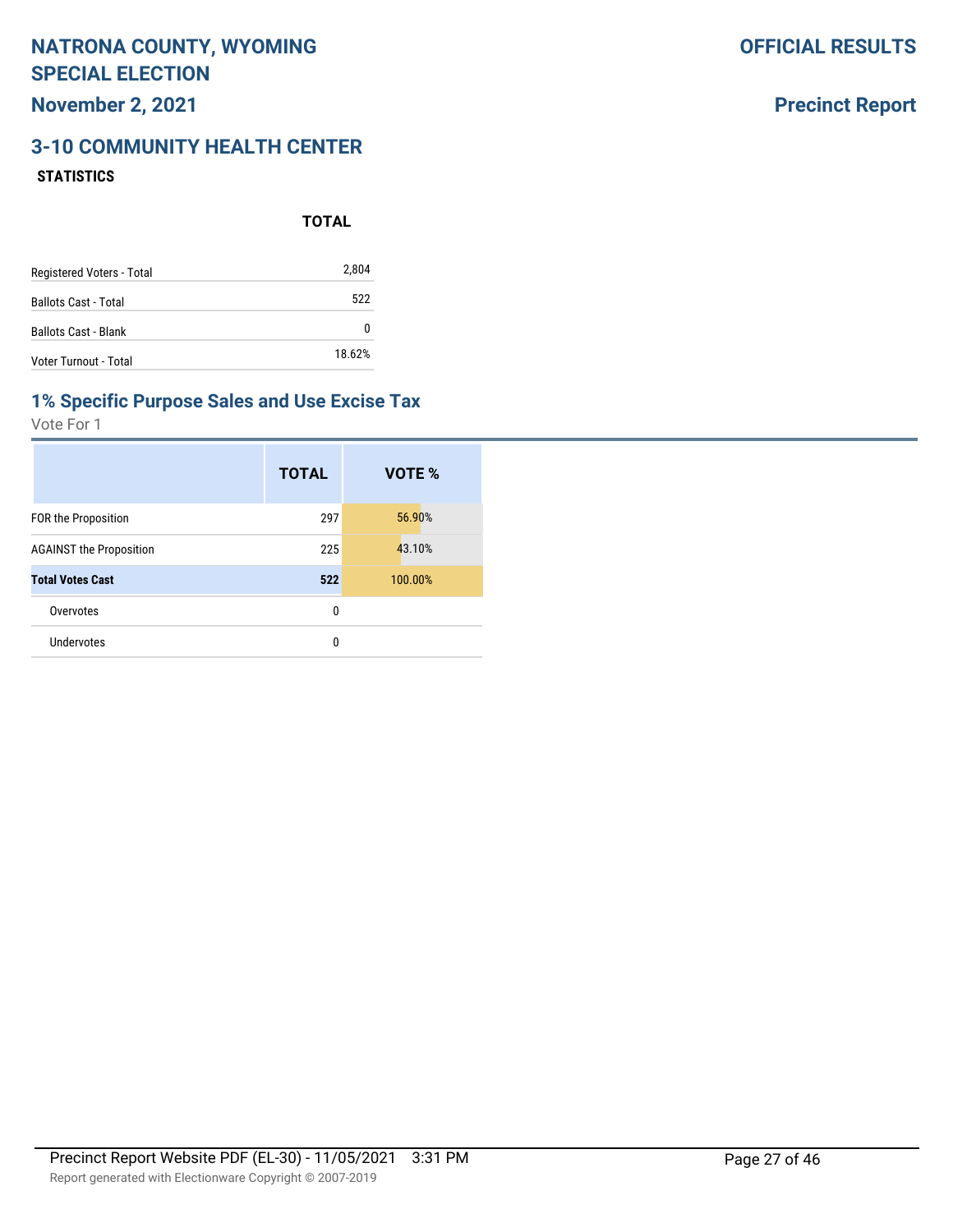# NATRONA COUNTY, WYOMING SPECIAL ELECTION

**November 2, 2021**

**OFFICIAL RESULTS**

**Precinct Report**

## 3-10 COMMUNITY HEALTH CENTER

### STATISTICS

| | TOTAL |
|---|---|
| Registered Voters - Total | 2,804 |
| Ballots Cast - Total | 522 |
| Ballots Cast - Blank | 0 |
| Voter Turnout - Total | 18.62% |

## 1% Specific Purpose Sales and Use Excise Tax

Vote For 1

| | TOTAL | VOTE % |
|---|---|---|
| FOR the Proposition | 297 | 56.90% |
| AGAINST the Proposition | 225 | 43.10% |
| **Total Votes Cast** | **522** | 100.00% |
| Overvotes | 0 | |
| Undervotes | 0 | |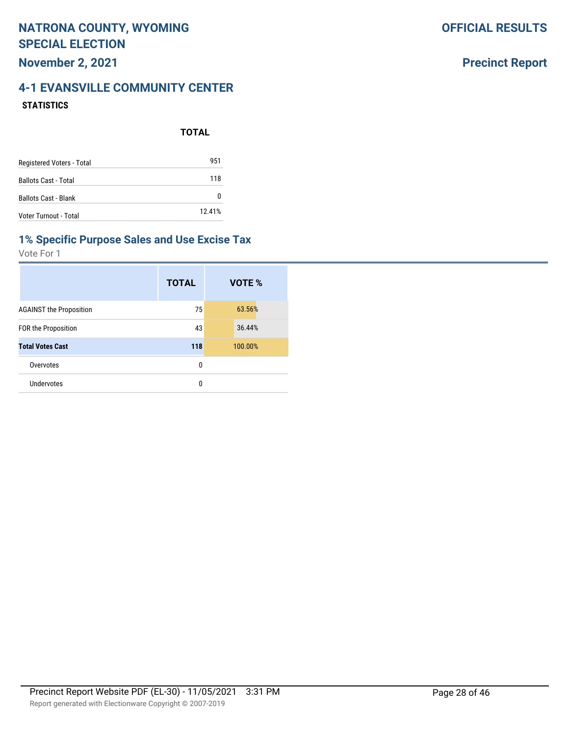# NATRONA COUNTY, WYOMING SPECIAL ELECTION

**November 2, 2021**

**OFFICIAL RESULTS**

**Precinct Report**

## 4-1 EVANSVILLE COMMUNITY CENTER

### STATISTICS

| | TOTAL |
|---|---|
| Registered Voters - Total | 951 |
| Ballots Cast - Total | 118 |
| Ballots Cast - Blank | 0 |
| Voter Turnout - Total | 12.41% |

## 1% Specific Purpose Sales and Use Excise Tax

Vote For 1

| | TOTAL | VOTE % |
|---|---|---|
| AGAINST the Proposition | 75 | 63.56% |
| FOR the Proposition | 43 | 36.44% |
| **Total Votes Cast** | **118** | 100.00% |
| Overvotes | 0 | |
| Undervotes | 0 | |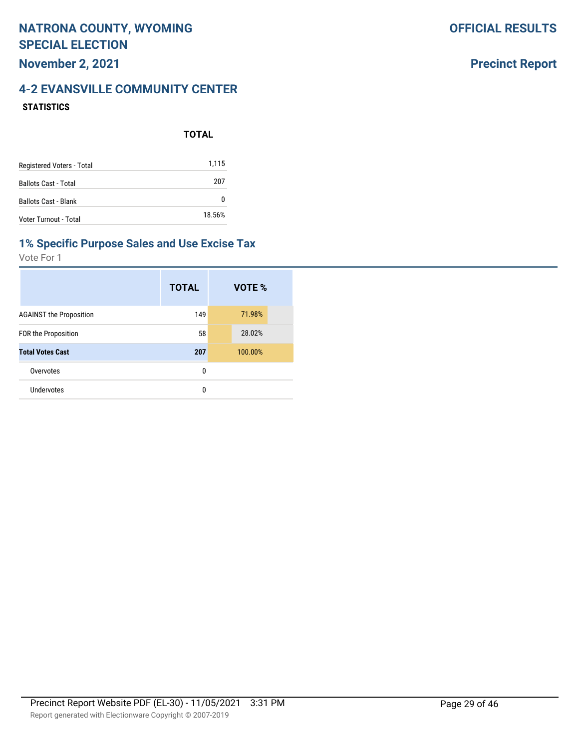# NATRONA COUNTY, WYOMING SPECIAL ELECTION

**November 2, 2021**

**OFFICIAL RESULTS**

**Precinct Report**

## 4-2 EVANSVILLE COMMUNITY CENTER

**STATISTICS**

| | TOTAL |
|---|---|
| Registered Voters - Total | 1,115 |
| Ballots Cast - Total | 207 |
| Ballots Cast - Blank | 0 |
| Voter Turnout - Total | 18.56% |

### 1% Specific Purpose Sales and Use Excise Tax

Vote For 1

| | TOTAL | VOTE % |
|---|---|---|
| AGAINST the Proposition | 149 | 71.98% |
| FOR the Proposition | 58 | 28.02% |
| **Total Votes Cast** | **207** | 100.00% |
| Overvotes | 0 | |
| Undervotes | 0 | |

Precinct Report Website PDF (EL-30) - 11/05/2021 3:31 PM

Report generated with Electionware Copyright © 2007-2019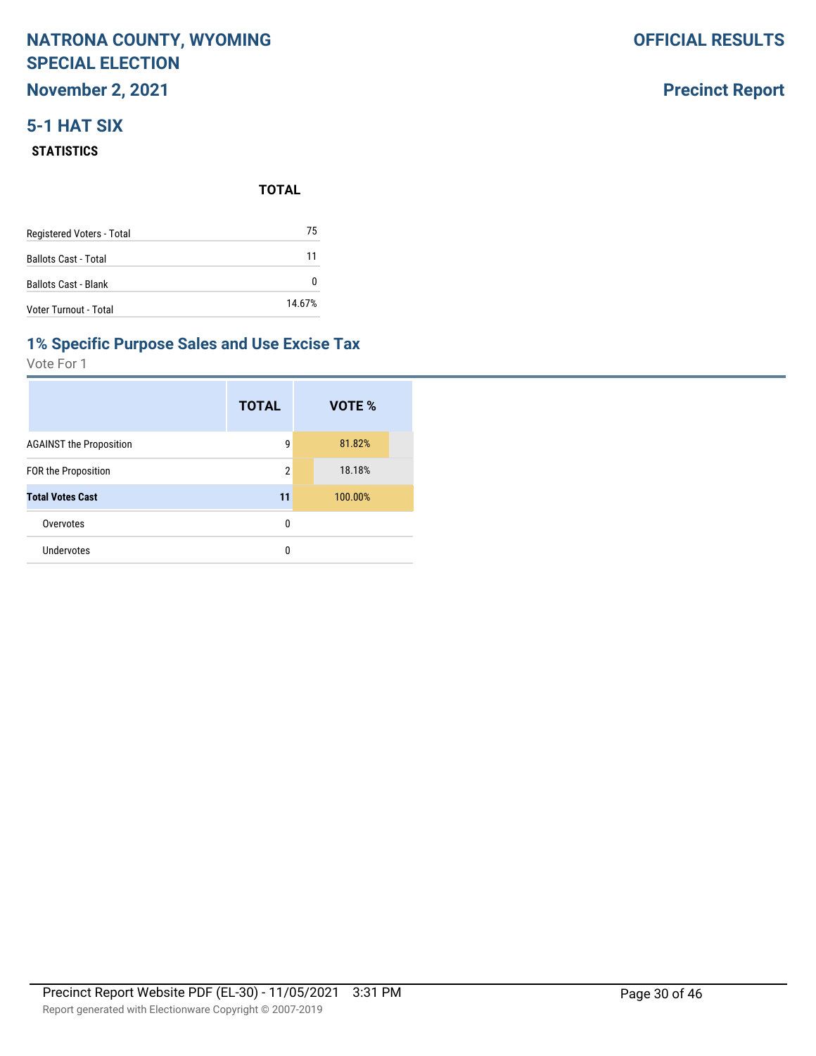# NATRONA COUNTY, WYOMING SPECIAL ELECTION

## November 2, 2021

**OFFICIAL RESULTS**

**Precinct Report**

## 5-1 HAT SIX

### STATISTICS

| | TOTAL |
|---|---|
| Registered Voters - Total | 75 |
| Ballots Cast - Total | 11 |
| Ballots Cast - Blank | 0 |
| Voter Turnout - Total | 14.67% |

### 1% Specific Purpose Sales and Use Excise Tax

Vote For 1

| | TOTAL | VOTE % |
|---|---|---|
| AGAINST the Proposition | 9 | 81.82% |
| FOR the Proposition | 2 | 18.18% |
| **Total Votes Cast** | **11** | 100.00% |
| Overvotes | 0 | |
| Undervotes | 0 | |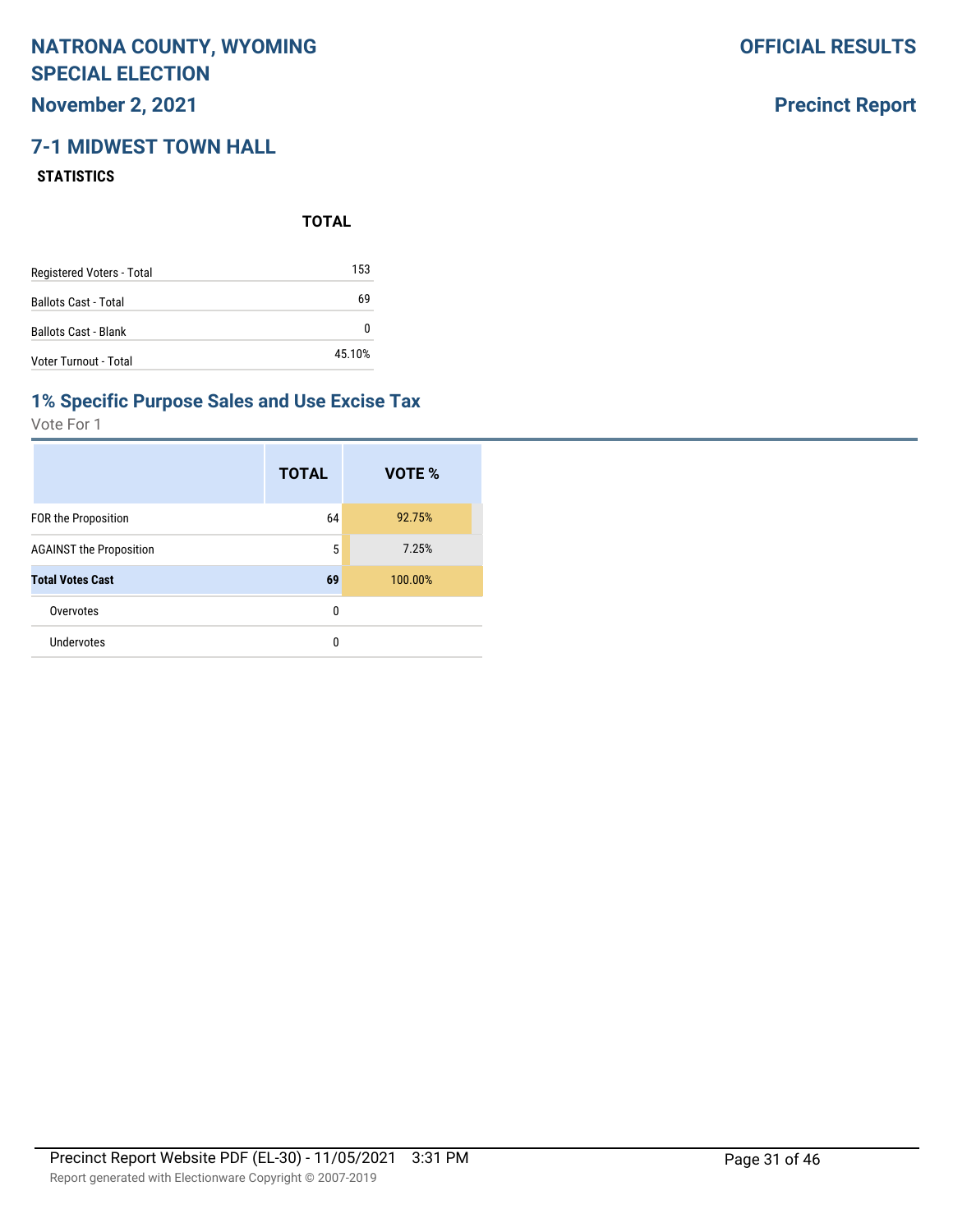# NATRONA COUNTY, WYOMING SPECIAL ELECTION

**OFFICIAL RESULTS**

**November 2, 2021**

**Precinct Report**

## 7-1 MIDWEST TOWN HALL

### STATISTICS

| | TOTAL |
|---|---|
| Registered Voters - Total | 153 |
| Ballots Cast - Total | 69 |
| Ballots Cast - Blank | 0 |
| Voter Turnout - Total | 45.10% |

## 1% Specific Purpose Sales and Use Excise Tax

Vote For 1

| | TOTAL | VOTE % |
|---|---|---|
| FOR the Proposition | 64 | 92.75% |
| AGAINST the Proposition | 5 | 7.25% |
| **Total Votes Cast** | **69** | 100.00% |
| Overvotes | 0 | |
| Undervotes | 0 | |

Precinct Report Website PDF (EL-30) - 11/05/2021 3:31 PM

Report generated with Electionware Copyright © 2007-2019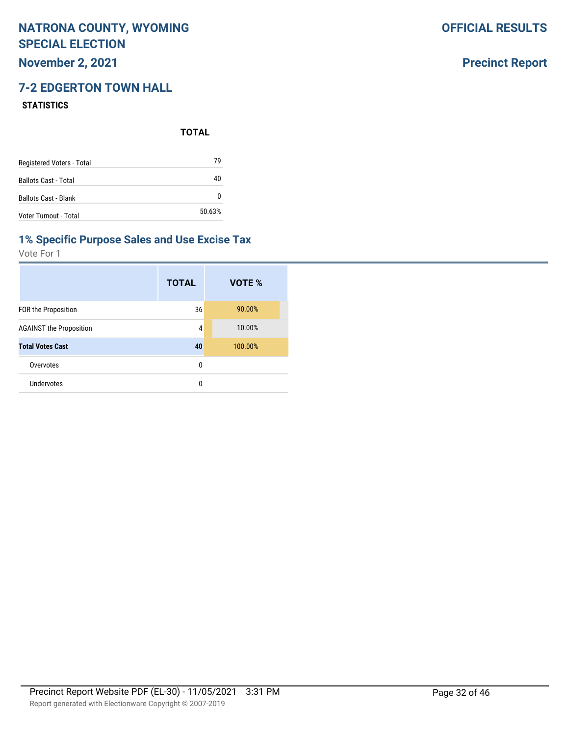# NATRONA COUNTY, WYOMING SPECIAL ELECTION

**OFFICIAL RESULTS**

**November 2, 2021**

**Precinct Report**

## 7-2 EDGERTON TOWN HALL

**STATISTICS**

| | TOTAL |
|---|---|
| Registered Voters - Total | 79 |
| Ballots Cast - Total | 40 |
| Ballots Cast - Blank | 0 |
| Voter Turnout - Total | 50.63% |

## 1% Specific Purpose Sales and Use Excise Tax

Vote For 1

| | TOTAL | VOTE % |
|---|---|---|
| FOR the Proposition | 36 | 90.00% |
| AGAINST the Proposition | 4 | 10.00% |
| **Total Votes Cast** | **40** | 100.00% |
| Overvotes | 0 | |
| Undervotes | 0 | |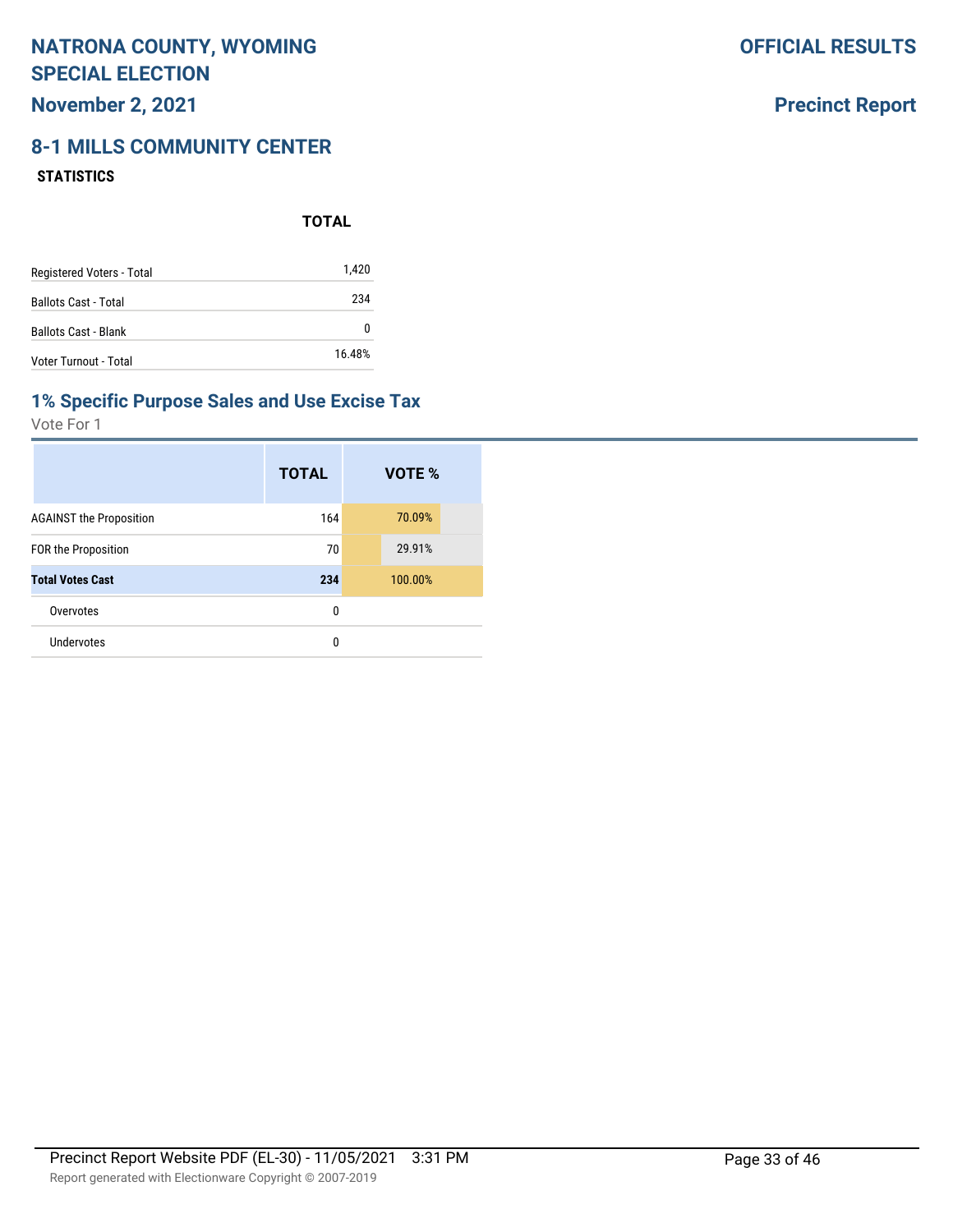# NATRONA COUNTY, WYOMING SPECIAL ELECTION

**OFFICIAL RESULTS**

## November 2, 2021

**Precinct Report**

## 8-1 MILLS COMMUNITY CENTER

### STATISTICS

| | TOTAL |
|---|---|
| Registered Voters - Total | 1,420 |
| Ballots Cast - Total | 234 |
| Ballots Cast - Blank | 0 |
| Voter Turnout - Total | 16.48% |

### 1% Specific Purpose Sales and Use Excise Tax

Vote For 1

| | TOTAL | VOTE % |
|---|---|---|
| AGAINST the Proposition | 164 | 70.09% |
| FOR the Proposition | 70 | 29.91% |
| **Total Votes Cast** | **234** | 100.00% |
| Overvotes | 0 | |
| Undervotes | 0 | |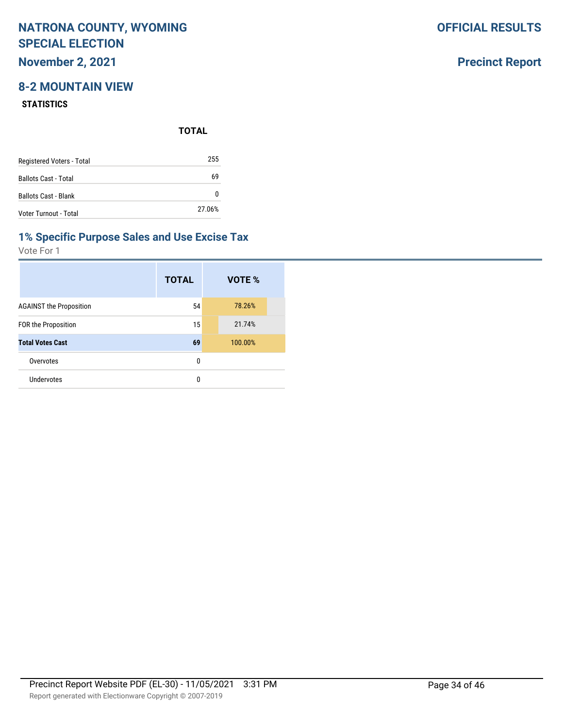# NATRONA COUNTY, WYOMING SPECIAL ELECTION

**November 2, 2021**

**OFFICIAL RESULTS**

**Precinct Report**

## 8-2 MOUNTAIN VIEW

### STATISTICS

| | TOTAL |
|---|---|
| Registered Voters - Total | 255 |
| Ballots Cast - Total | 69 |
| Ballots Cast - Blank | 0 |
| Voter Turnout - Total | 27.06% |

## 1% Specific Purpose Sales and Use Excise Tax

Vote For 1

| | TOTAL | VOTE % |
|---|---|---|
| AGAINST the Proposition | 54 | 78.26% |
| FOR the Proposition | 15 | 21.74% |
| **Total Votes Cast** | **69** | 100.00% |
| Overvotes | 0 | |
| Undervotes | 0 | |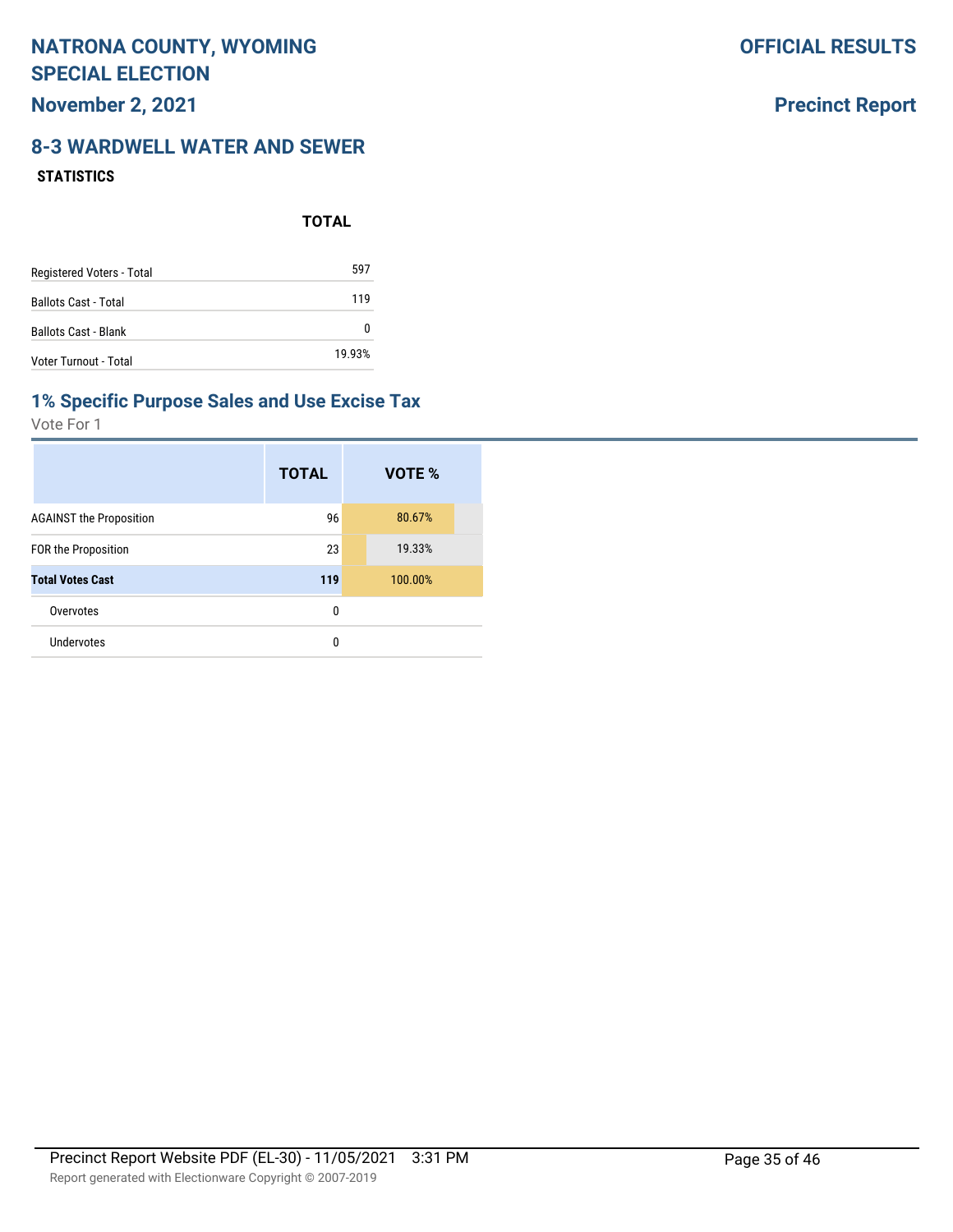# NATRONA COUNTY, WYOMING SPECIAL ELECTION

**November 2, 2021**

**OFFICIAL RESULTS**

**Precinct Report**

## 8-3 WARDWELL WATER AND SEWER

**STATISTICS**

| | TOTAL |
|---|---|
| Registered Voters - Total | 597 |
| Ballots Cast - Total | 119 |
| Ballots Cast - Blank | 0 |
| Voter Turnout - Total | 19.93% |

### 1% Specific Purpose Sales and Use Excise Tax

Vote For 1

| | TOTAL | VOTE % |
|---|---|---|
| AGAINST the Proposition | 96 | 80.67% |
| FOR the Proposition | 23 | 19.33% |
| **Total Votes Cast** | **119** | 100.00% |
| Overvotes | 0 | |
| Undervotes | 0 | |

Precinct Report Website PDF (EL-30) - 11/05/2021 3:31 PM

Report generated with Electionware Copyright © 2007-2019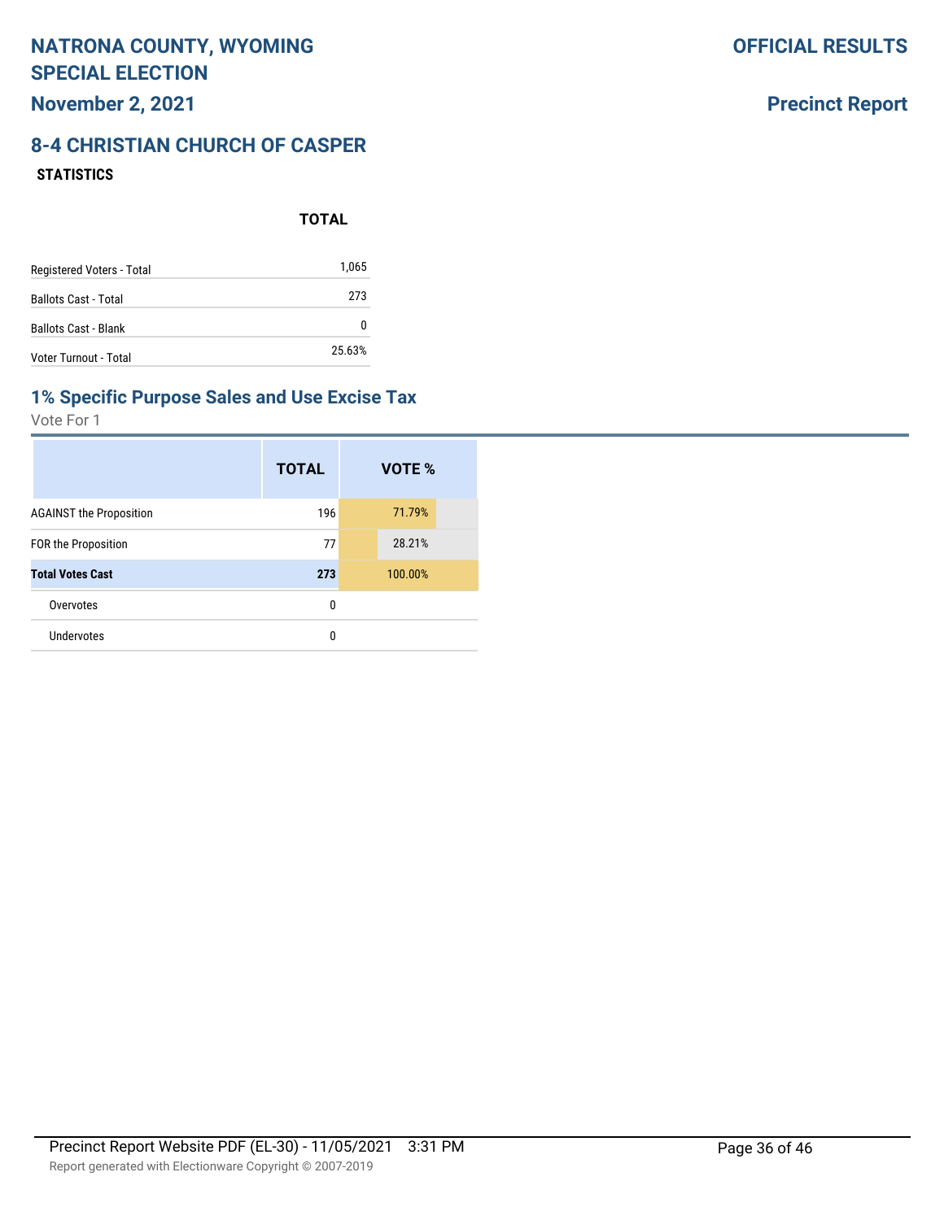# NATRONA COUNTY, WYOMING SPECIAL ELECTION

**November 2, 2021**

**OFFICIAL RESULTS**

**Precinct Report**

## 8-4 CHRISTIAN CHURCH OF CASPER

**STATISTICS**

| | TOTAL |
|---|---|
| Registered Voters - Total | 1,065 |
| Ballots Cast - Total | 273 |
| Ballots Cast - Blank | 0 |
| Voter Turnout - Total | 25.63% |

## 1% Specific Purpose Sales and Use Excise Tax

Vote For 1

| | TOTAL | VOTE % |
|---|---|---|
| AGAINST the Proposition | 196 | 71.79% |
| FOR the Proposition | 77 | 28.21% |
| **Total Votes Cast** | **273** | 100.00% |
| Overvotes | 0 | |
| Undervotes | 0 | |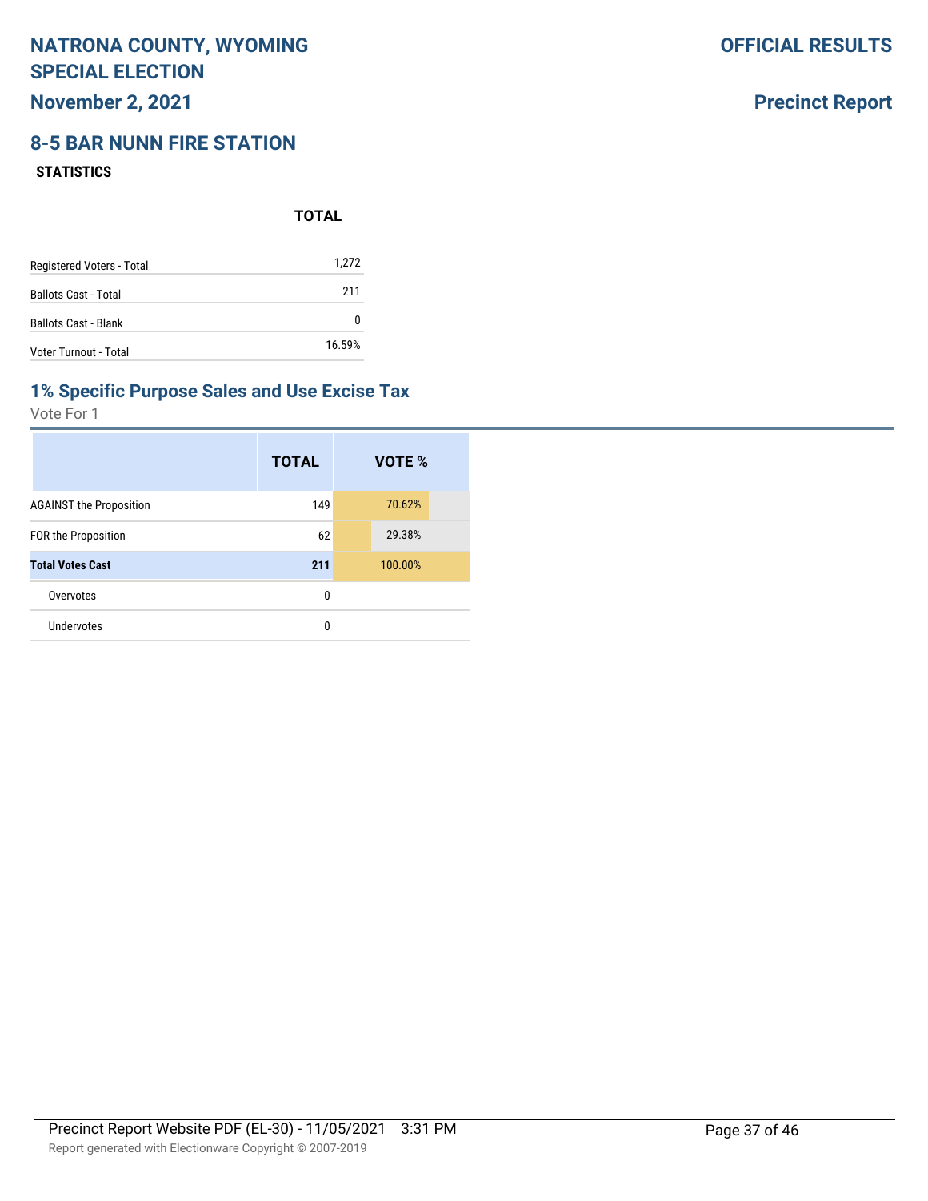# NATRONA COUNTY, WYOMING SPECIAL ELECTION

**November 2, 2021**

**OFFICIAL RESULTS**

**Precinct Report**

## 8-5 BAR NUNN FIRE STATION

**STATISTICS**

| | TOTAL |
|---|---|
| Registered Voters - Total | 1,272 |
| Ballots Cast - Total | 211 |
| Ballots Cast - Blank | 0 |
| Voter Turnout - Total | 16.59% |

## 1% Specific Purpose Sales and Use Excise Tax

Vote For 1

| | TOTAL | VOTE % |
|---|---|---|
| AGAINST the Proposition | 149 | 70.62% |
| FOR the Proposition | 62 | 29.38% |
| **Total Votes Cast** | **211** | 100.00% |
| Overvotes | 0 | |
| Undervotes | 0 | |

Precinct Report Website PDF (EL-30) - 11/05/2021 3:31 PM

Report generated with Electionware Copyright © 2007-2019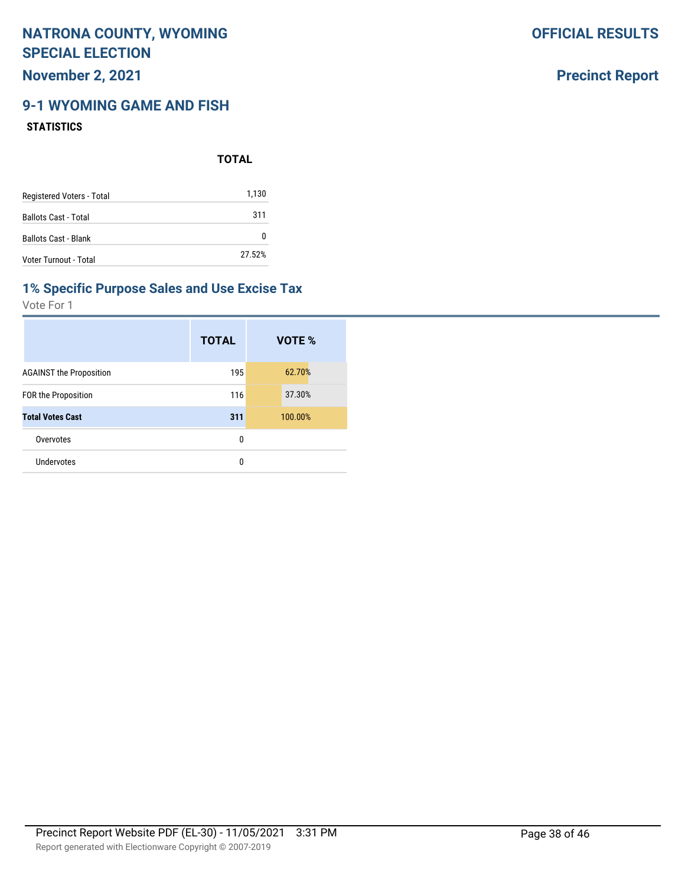# NATRONA COUNTY, WYOMING SPECIAL ELECTION

**November 2, 2021**

**OFFICIAL RESULTS**

**Precinct Report**

## 9-1 WYOMING GAME AND FISH

### STATISTICS

| | TOTAL |
|---|---|
| Registered Voters - Total | 1,130 |
| Ballots Cast - Total | 311 |
| Ballots Cast - Blank | 0 |
| Voter Turnout - Total | 27.52% |

## 1% Specific Purpose Sales and Use Excise Tax

Vote For 1

| | TOTAL | VOTE % |
|---|---|---|
| AGAINST the Proposition | 195 | 62.70% |
| FOR the Proposition | 116 | 37.30% |
| **Total Votes Cast** | **311** | 100.00% |
| Overvotes | 0 | |
| Undervotes | 0 | |

Precinct Report Website PDF (EL-30) - 11/05/2021 3:31 PM

Report generated with Electionware Copyright © 2007-2019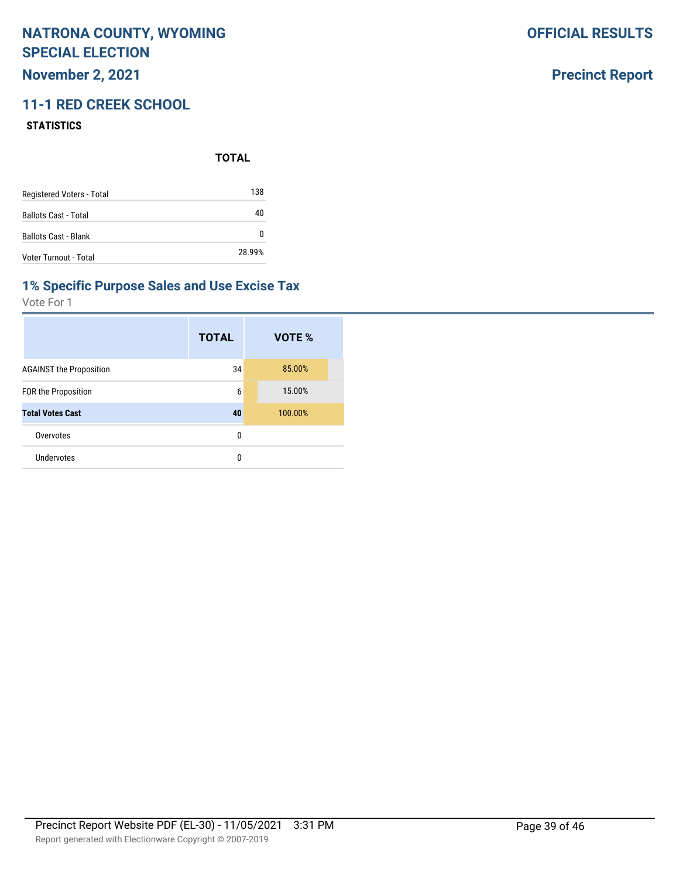# NATRONA COUNTY, WYOMING SPECIAL ELECTION

**November 2, 2021**

**OFFICIAL RESULTS**

**Precinct Report**

## 11-1 RED CREEK SCHOOL

### STATISTICS

| | TOTAL |
|---|---|
| Registered Voters - Total | 138 |
| Ballots Cast - Total | 40 |
| Ballots Cast - Blank | 0 |
| Voter Turnout - Total | 28.99% |

## 1% Specific Purpose Sales and Use Excise Tax

Vote For 1

| | TOTAL | VOTE % |
|---|---|---|
| AGAINST the Proposition | 34 | 85.00% |
| FOR the Proposition | 6 | 15.00% |
| **Total Votes Cast** | **40** | 100.00% |
| Overvotes | 0 | |
| Undervotes | 0 | |

Precinct Report Website PDF (EL-30) - 11/05/2021 3:31 PM

Report generated with Electionware Copyright © 2007-2019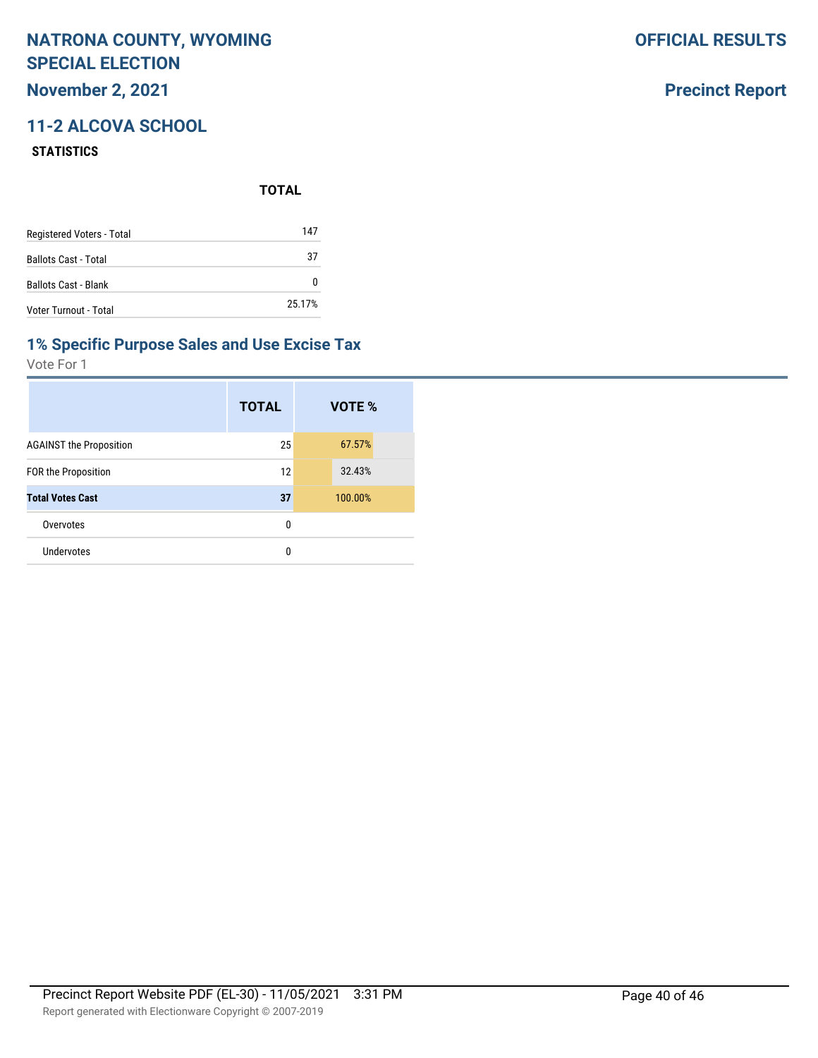# NATRONA COUNTY, WYOMING SPECIAL ELECTION

**November 2, 2021**

**OFFICIAL RESULTS**

**Precinct Report**

## 11-2 ALCOVA SCHOOL

### STATISTICS

| | TOTAL |
|---|---|
| Registered Voters - Total | 147 |
| Ballots Cast - Total | 37 |
| Ballots Cast - Blank | 0 |
| Voter Turnout - Total | 25.17% |

## 1% Specific Purpose Sales and Use Excise Tax

Vote For 1

| | TOTAL | VOTE % |
|---|---|---|
| AGAINST the Proposition | 25 | 67.57% |
| FOR the Proposition | 12 | 32.43% |
| **Total Votes Cast** | **37** | 100.00% |
| Overvotes | 0 | |
| Undervotes | 0 | |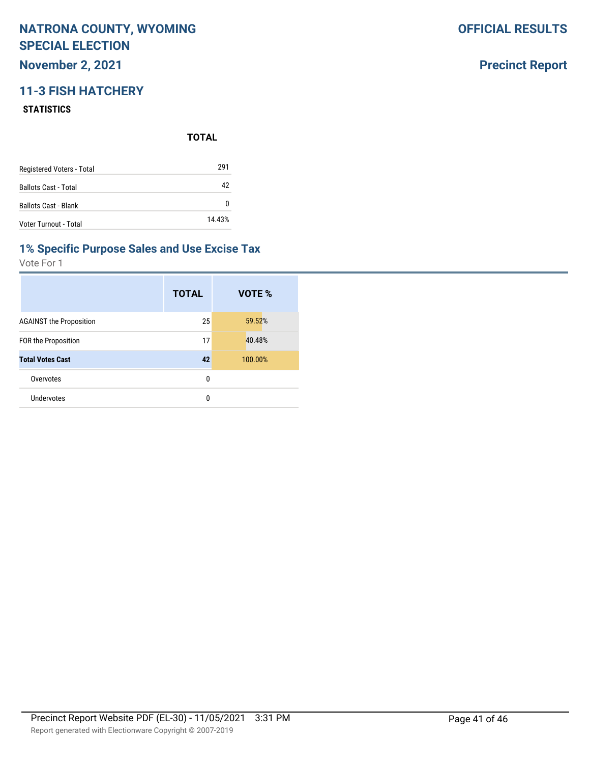# NATRONA COUNTY, WYOMING SPECIAL ELECTION

**OFFICIAL RESULTS**

**November 2, 2021**

**Precinct Report**

## 11-3 FISH HATCHERY

### STATISTICS

| | TOTAL |
|---|---|
| Registered Voters - Total | 291 |
| Ballots Cast - Total | 42 |
| Ballots Cast - Blank | 0 |
| Voter Turnout - Total | 14.43% |

## 1% Specific Purpose Sales and Use Excise Tax

Vote For 1

| | TOTAL | VOTE % |
|---|---|---|
| AGAINST the Proposition | 25 | 59.52% |
| FOR the Proposition | 17 | 40.48% |
| **Total Votes Cast** | **42** | 100.00% |
| Overvotes | 0 | |
| Undervotes | 0 | |

Precinct Report Website PDF (EL-30) - 11/05/2021 3:31 PM

Report generated with Electionware Copyright © 2007-2019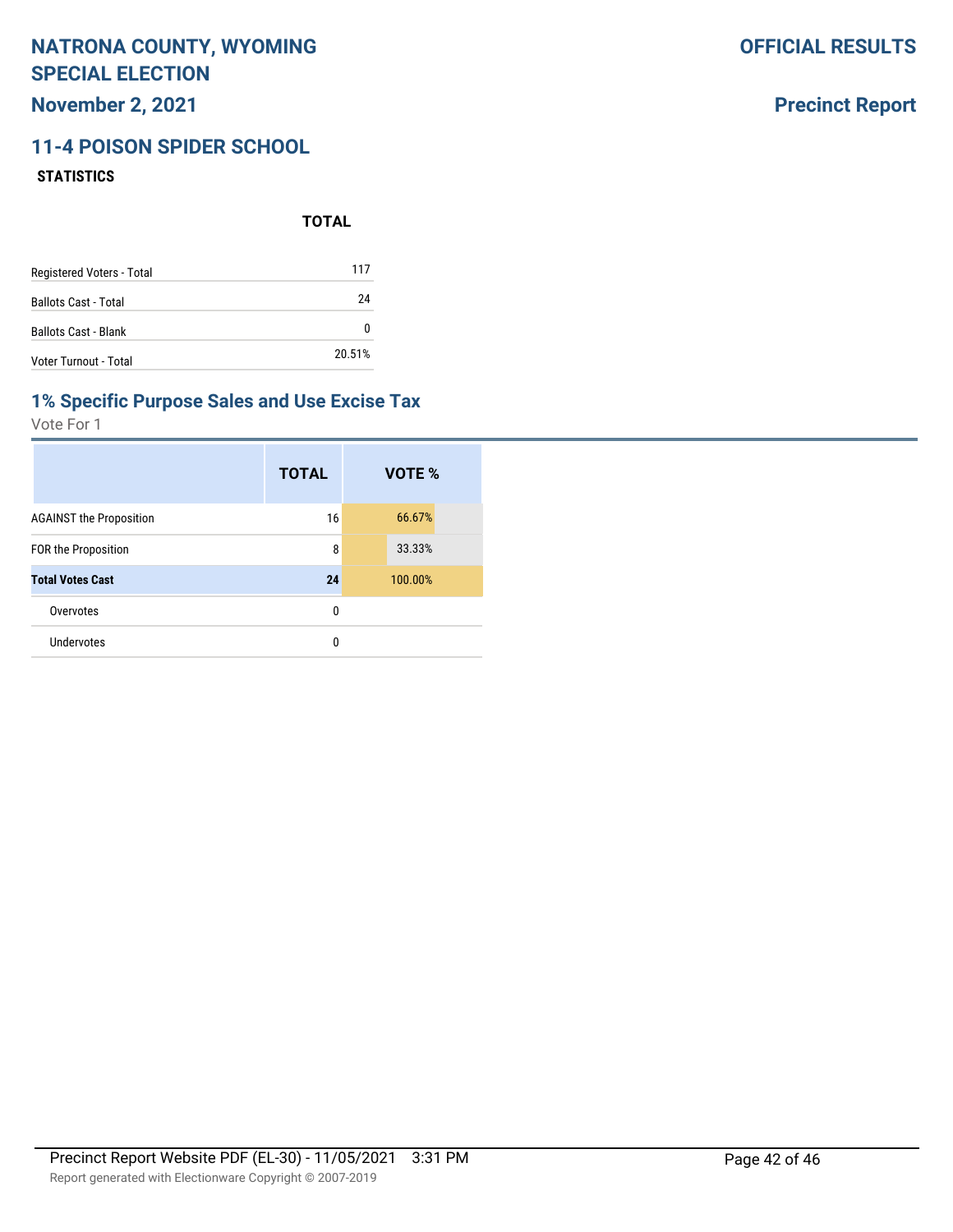# NATRONA COUNTY, WYOMING SPECIAL ELECTION

**November 2, 2021**

**OFFICIAL RESULTS**

**Precinct Report**

## 11-4 POISON SPIDER SCHOOL

### STATISTICS

| | TOTAL |
|---|---|
| Registered Voters - Total | 117 |
| Ballots Cast - Total | 24 |
| Ballots Cast - Blank | 0 |
| Voter Turnout - Total | 20.51% |

## 1% Specific Purpose Sales and Use Excise Tax

Vote For 1

| | TOTAL | VOTE % |
|---|---|---|
| AGAINST the Proposition | 16 | 66.67% |
| FOR the Proposition | 8 | 33.33% |
| **Total Votes Cast** | **24** | 100.00% |
| Overvotes | 0 | |
| Undervotes | 0 | |

Precinct Report Website PDF (EL-30) - 11/05/2021 3:31 PM

Report generated with Electionware Copyright © 2007-2019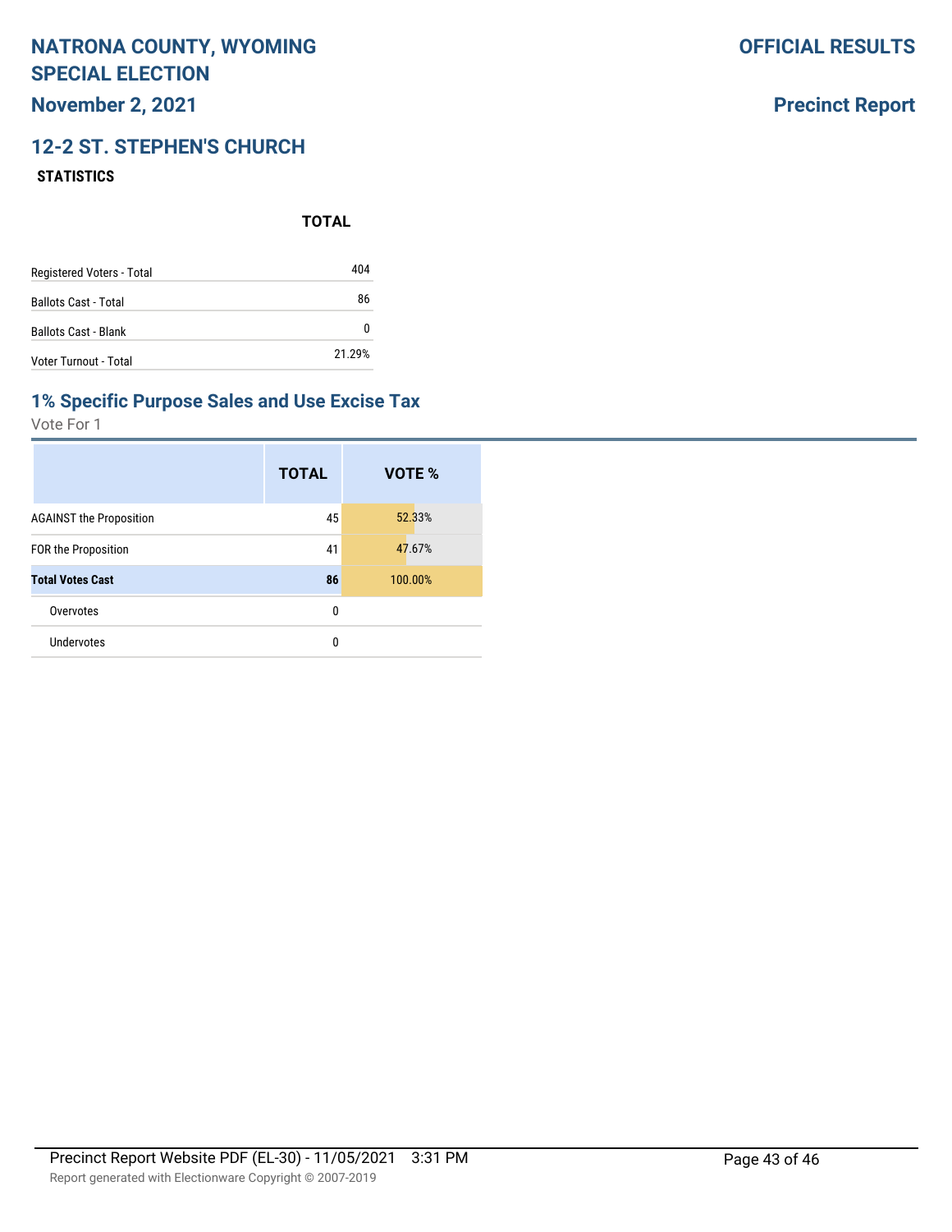# NATRONA COUNTY, WYOMING SPECIAL ELECTION

**November 2, 2021**

**OFFICIAL RESULTS**

**Precinct Report**

## 12-2 ST. STEPHEN'S CHURCH

**STATISTICS**

| | TOTAL |
|---|---|
| Registered Voters - Total | 404 |
| Ballots Cast - Total | 86 |
| Ballots Cast - Blank | 0 |
| Voter Turnout - Total | 21.29% |

## 1% Specific Purpose Sales and Use Excise Tax

Vote For 1

| | TOTAL | VOTE % |
|---|---|---|
| AGAINST the Proposition | 45 | 52.33% |
| FOR the Proposition | 41 | 47.67% |
| **Total Votes Cast** | **86** | 100.00% |
| Overvotes | 0 | |
| Undervotes | 0 | |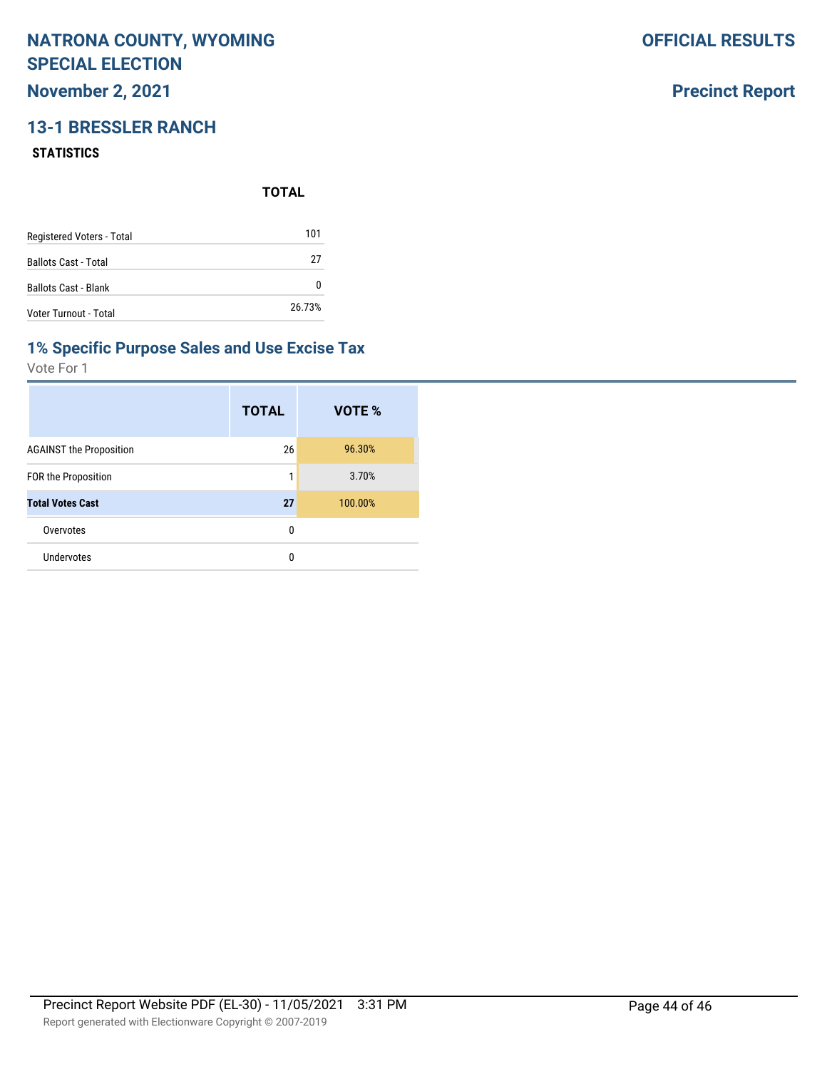# NATRONA COUNTY, WYOMING SPECIAL ELECTION

## November 2, 2021

**OFFICIAL RESULTS**

**Precinct Report**

## 13-1 BRESSLER RANCH

### STATISTICS

| | TOTAL |
|---|---|
| Registered Voters - Total | 101 |
| Ballots Cast - Total | 27 |
| Ballots Cast - Blank | 0 |
| Voter Turnout - Total | 26.73% |

### 1% Specific Purpose Sales and Use Excise Tax

Vote For 1

| | TOTAL | VOTE % |
|---|---|---|
| AGAINST the Proposition | 26 | 96.30% |
| FOR the Proposition | 1 | 3.70% |
| **Total Votes Cast** | **27** | 100.00% |
| Overvotes | 0 | |
| Undervotes | 0 | |

Precinct Report Website PDF (EL-30) - 11/05/2021 3:31 PM

Report generated with Electionware Copyright © 2007-2019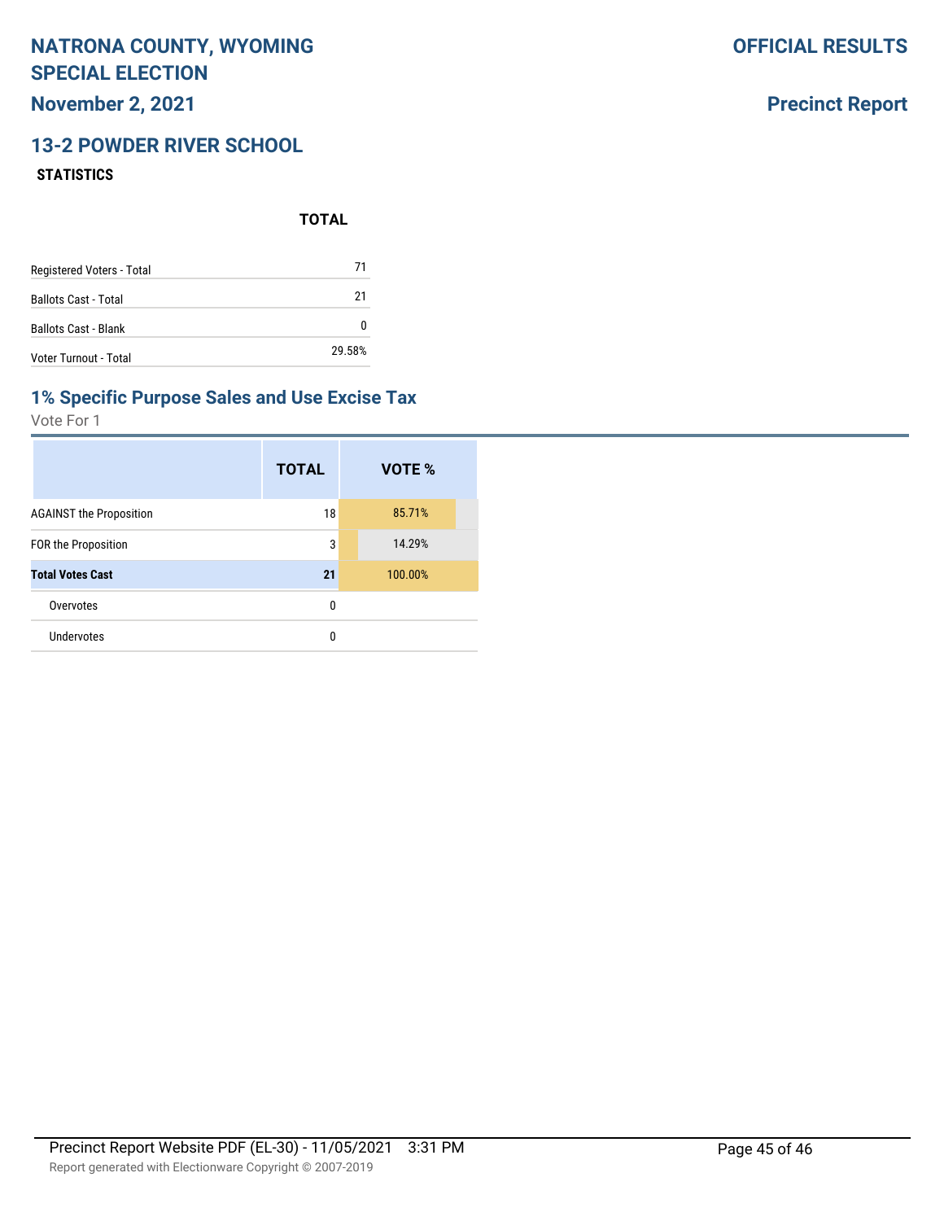# NATRONA COUNTY, WYOMING SPECIAL ELECTION

**November 2, 2021**

**OFFICIAL RESULTS**

**Precinct Report**

## 13-2 POWDER RIVER SCHOOL

### STATISTICS

| | TOTAL |
|---|---|
| Registered Voters - Total | 71 |
| Ballots Cast - Total | 21 |
| Ballots Cast - Blank | 0 |
| Voter Turnout - Total | 29.58% |

## 1% Specific Purpose Sales and Use Excise Tax

Vote For 1

| | TOTAL | VOTE % |
|---|---|---|
| AGAINST the Proposition | 18 | 85.71% |
| FOR the Proposition | 3 | 14.29% |
| **Total Votes Cast** | **21** | 100.00% |
| Overvotes | 0 | |
| Undervotes | 0 | |

Precinct Report Website PDF (EL-30) - 11/05/2021 3:31 PM

Report generated with Electionware Copyright © 2007-2019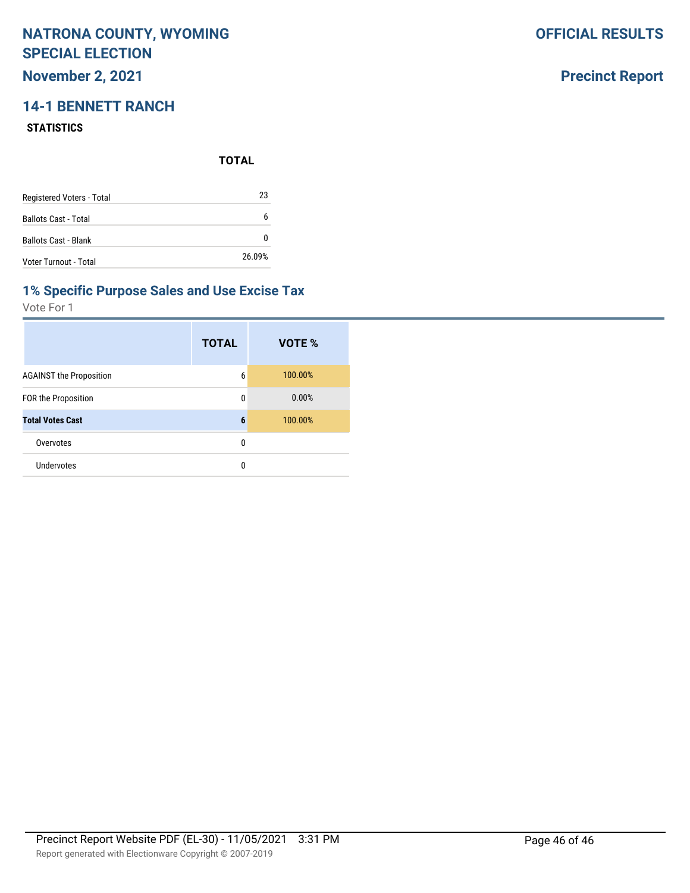# NATRONA COUNTY, WYOMING SPECIAL ELECTION

**November 2, 2021**

**OFFICIAL RESULTS**

**Precinct Report**

## 14-1 BENNETT RANCH

### STATISTICS

| | TOTAL |
|---|---|
| Registered Voters - Total | 23 |
| Ballots Cast - Total | 6 |
| Ballots Cast - Blank | 0 |
| Voter Turnout - Total | 26.09% |

## 1% Specific Purpose Sales and Use Excise Tax

Vote For 1

| | TOTAL | VOTE % |
|---|---|---|
| AGAINST the Proposition | 6 | 100.00% |
| FOR the Proposition | 0 | 0.00% |
| **Total Votes Cast** | **6** | 100.00% |
| Overvotes | 0 | |
| Undervotes | 0 | |

Precinct Report Website PDF (EL-30) - 11/05/2021 3:31 PM

Report generated with Electionware Copyright © 2007-2019